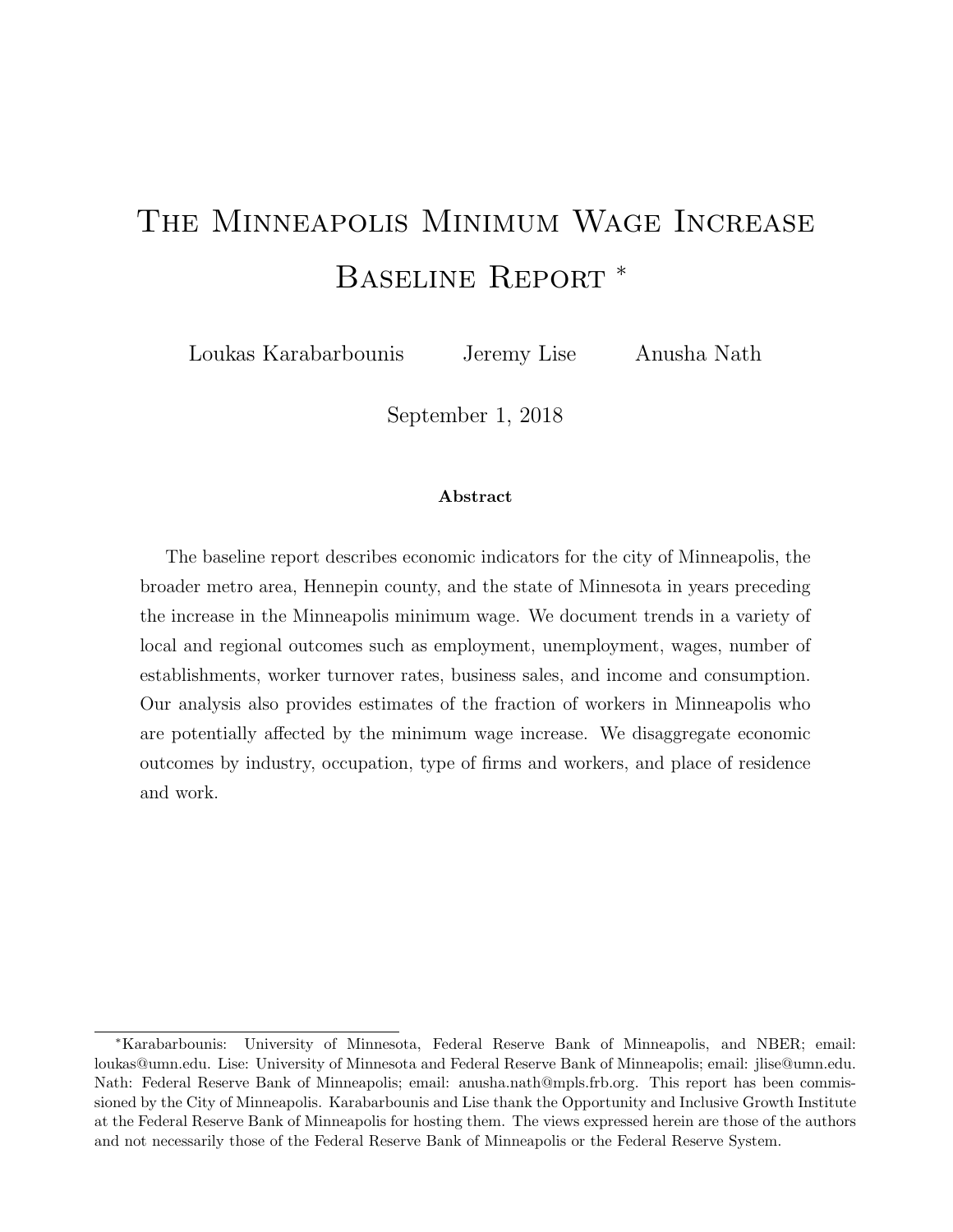# The Minneapolis Minimum Wage Increase Baseline Report *

Loukas Karabarbounis    Jeremy Lise    Anusha Nath

September 1, 2018

**Abstract**

The baseline report describes economic indicators for the city of Minneapolis, the broader metro area, Hennepin county, and the state of Minnesota in years preceding the increase in the Minneapolis minimum wage. We document trends in a variety of local and regional outcomes such as employment, unemployment, wages, number of establishments, worker turnover rates, business sales, and income and consumption. Our analysis also provides estimates of the fraction of workers in Minneapolis who are potentially affected by the minimum wage increase. We disaggregate economic outcomes by industry, occupation, type of firms and workers, and place of residence and work.

---

*Karabarbounis: University of Minnesota, Federal Reserve Bank of Minneapolis, and NBER; email: loukas@umn.edu. Lise: University of Minnesota and Federal Reserve Bank of Minneapolis; email: jlise@umn.edu. Nath: Federal Reserve Bank of Minneapolis; email: anusha.nath@mpls.frb.org. This report has been commissioned by the City of Minneapolis. Karabarbounis and Lise thank the Opportunity and Inclusive Growth Institute at the Federal Reserve Bank of Minneapolis for hosting them. The views expressed herein are those of the authors and not necessarily those of the Federal Reserve Bank of Minneapolis or the Federal Reserve System.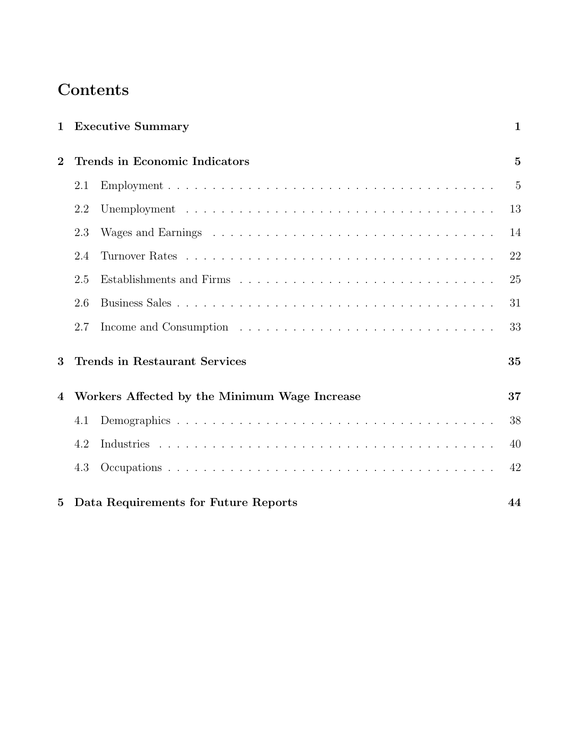# Contents

**1 Executive Summary** **1**

**2 Trends in Economic Indicators** **5**

- 2.1 Employment . . . . . . . . . . . . . . . . . . . . . . . . . . . . . . . . . . . . . . 5
- 2.2 Unemployment . . . . . . . . . . . . . . . . . . . . . . . . . . . . . . . . . . . . 13
- 2.3 Wages and Earnings . . . . . . . . . . . . . . . . . . . . . . . . . . . . . . . . . 14
- 2.4 Turnover Rates . . . . . . . . . . . . . . . . . . . . . . . . . . . . . . . . . . . . 22
- 2.5 Establishments and Firms . . . . . . . . . . . . . . . . . . . . . . . . . . . . . . 25
- 2.6 Business Sales . . . . . . . . . . . . . . . . . . . . . . . . . . . . . . . . . . . . 31
- 2.7 Income and Consumption . . . . . . . . . . . . . . . . . . . . . . . . . . . . . . 33

**3 Trends in Restaurant Services** **35**

**4 Workers Affected by the Minimum Wage Increase** **37**

- 4.1 Demographics . . . . . . . . . . . . . . . . . . . . . . . . . . . . . . . . . . . . 38
- 4.2 Industries . . . . . . . . . . . . . . . . . . . . . . . . . . . . . . . . . . . . . . 40
- 4.3 Occupations . . . . . . . . . . . . . . . . . . . . . . . . . . . . . . . . . . . . . 42

**5 Data Requirements for Future Reports** **44**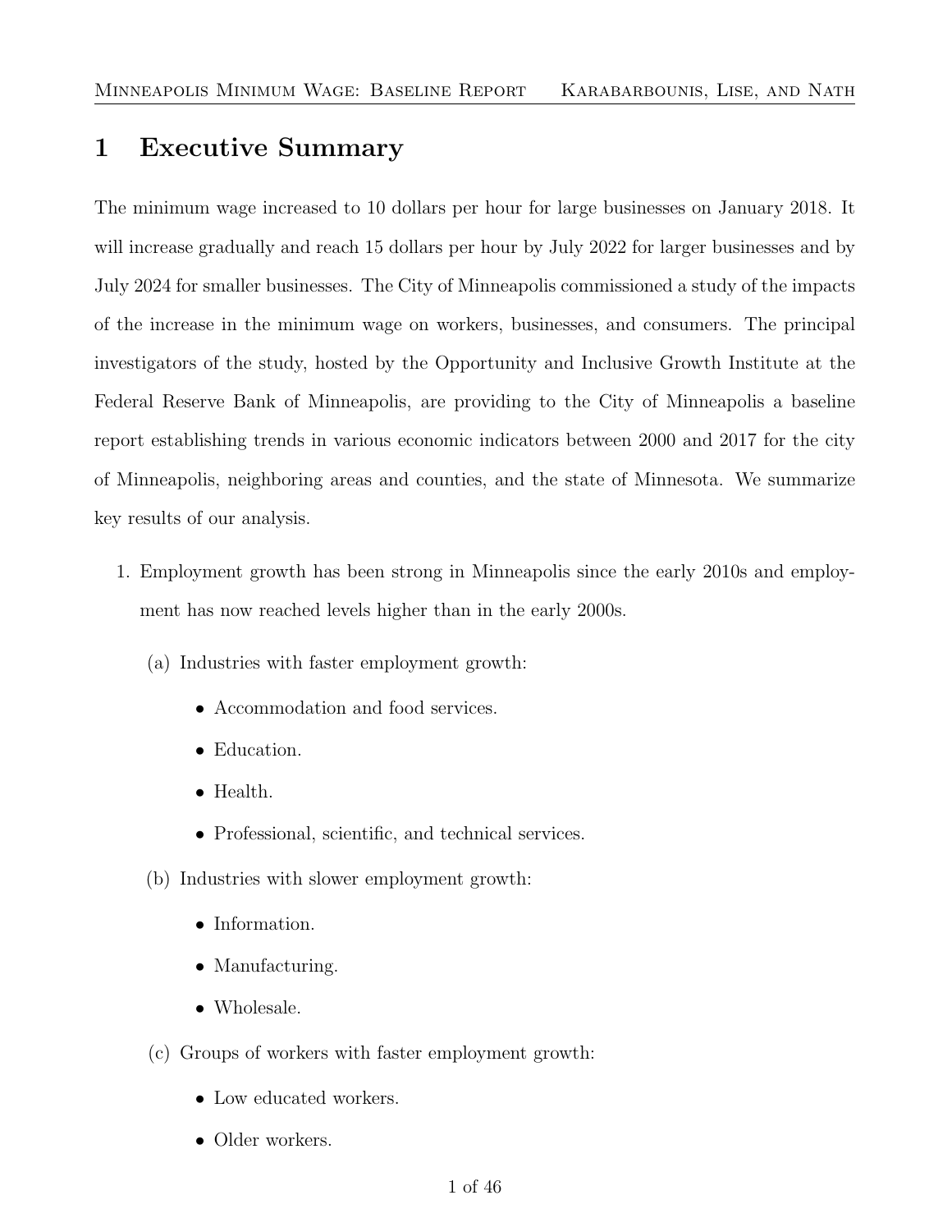# 1 Executive Summary

The minimum wage increased to 10 dollars per hour for large businesses on January 2018. It will increase gradually and reach 15 dollars per hour by July 2022 for larger businesses and by July 2024 for smaller businesses. The City of Minneapolis commissioned a study of the impacts of the increase in the minimum wage on workers, businesses, and consumers. The principal investigators of the study, hosted by the Opportunity and Inclusive Growth Institute at the Federal Reserve Bank of Minneapolis, are providing to the City of Minneapolis a baseline report establishing trends in various economic indicators between 2000 and 2017 for the city of Minneapolis, neighboring areas and counties, and the state of Minnesota. We summarize key results of our analysis.

1. Employment growth has been strong in Minneapolis since the early 2010s and employment has now reached levels higher than in the early 2000s.

   (a) Industries with faster employment growth:

   - Accommodation and food services.
   - Education.
   - Health.
   - Professional, scientific, and technical services.

   (b) Industries with slower employment growth:

   - Information.
   - Manufacturing.
   - Wholesale.

   (c) Groups of workers with faster employment growth:

   - Low educated workers.
   - Older workers.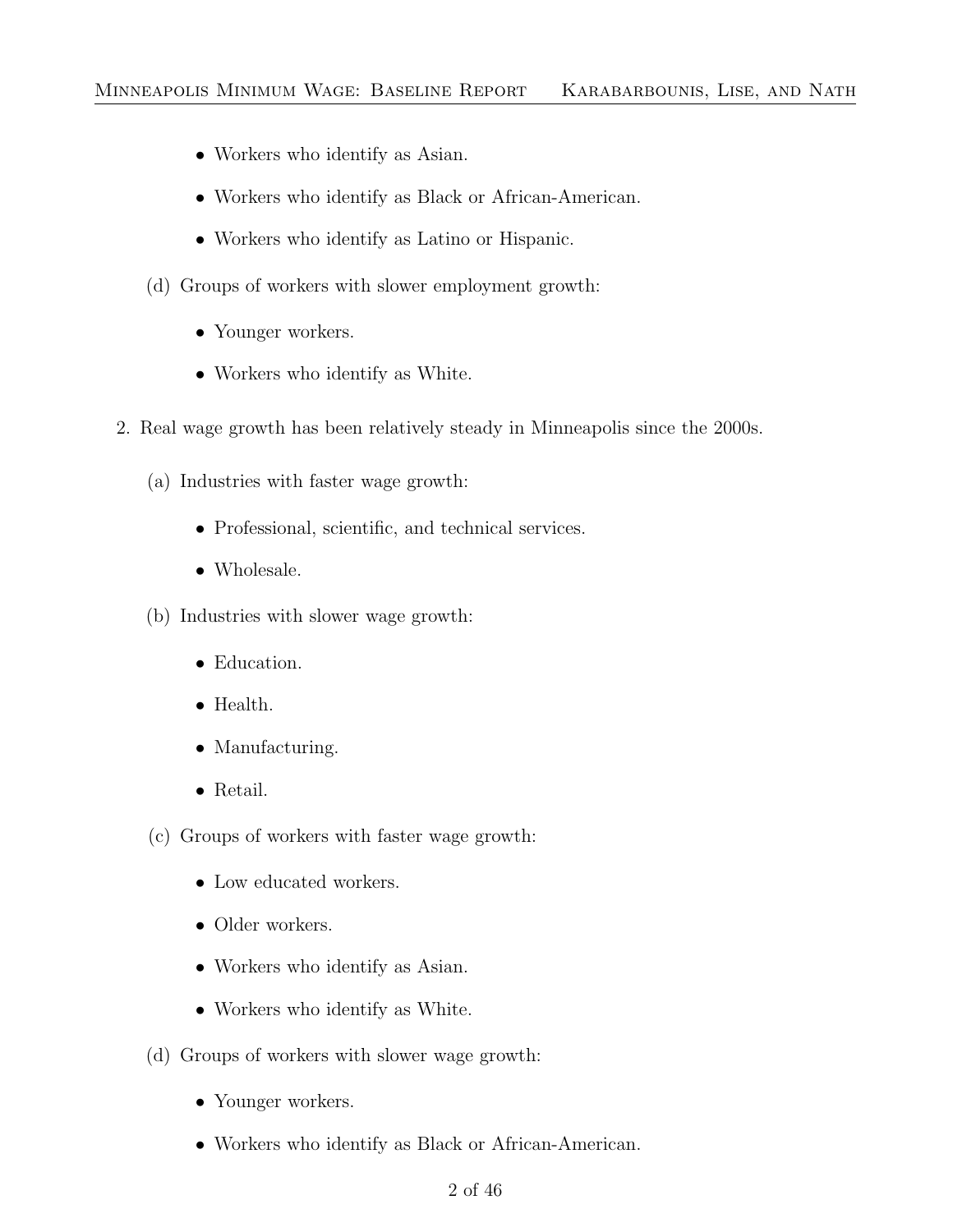- Workers who identify as Asian.
- Workers who identify as Black or African-American.
- Workers who identify as Latino or Hispanic.

(d) Groups of workers with slower employment growth:

- Younger workers.
- Workers who identify as White.

2. Real wage growth has been relatively steady in Minneapolis since the 2000s.

(a) Industries with faster wage growth:

- Professional, scientific, and technical services.
- Wholesale.

(b) Industries with slower wage growth:

- Education.
- Health.
- Manufacturing.
- Retail.

(c) Groups of workers with faster wage growth:

- Low educated workers.
- Older workers.
- Workers who identify as Asian.
- Workers who identify as White.

(d) Groups of workers with slower wage growth:

- Younger workers.
- Workers who identify as Black or African-American.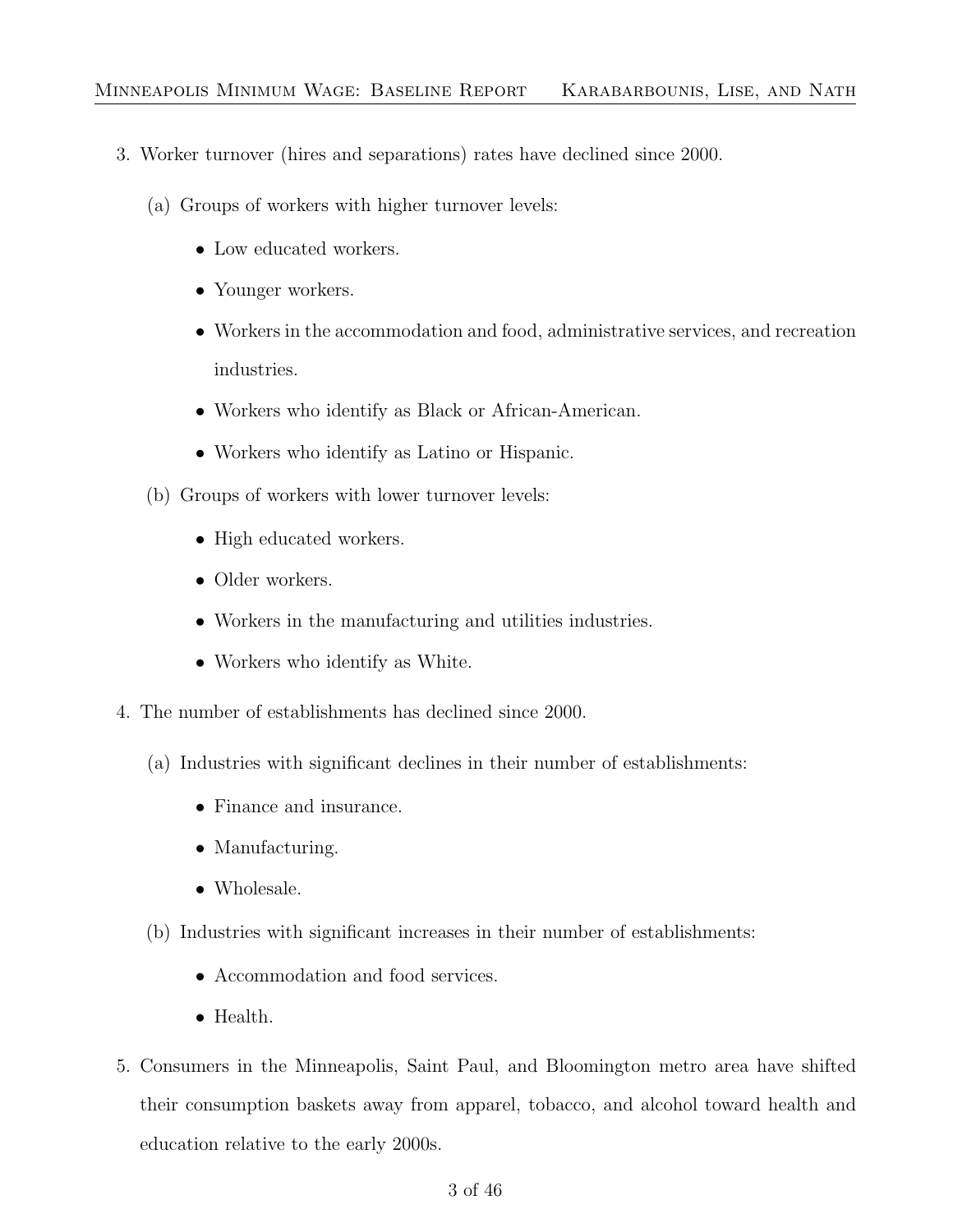3. Worker turnover (hires and separations) rates have declined since 2000.

   (a) Groups of workers with higher turnover levels:

   - Low educated workers.
   - Younger workers.
   - Workers in the accommodation and food, administrative services, and recreation industries.
   - Workers who identify as Black or African-American.
   - Workers who identify as Latino or Hispanic.

   (b) Groups of workers with lower turnover levels:

   - High educated workers.
   - Older workers.
   - Workers in the manufacturing and utilities industries.
   - Workers who identify as White.

4. The number of establishments has declined since 2000.

   (a) Industries with significant declines in their number of establishments:

   - Finance and insurance.
   - Manufacturing.
   - Wholesale.

   (b) Industries with significant increases in their number of establishments:

   - Accommodation and food services.
   - Health.

5. Consumers in the Minneapolis, Saint Paul, and Bloomington metro area have shifted their consumption baskets away from apparel, tobacco, and alcohol toward health and education relative to the early 2000s.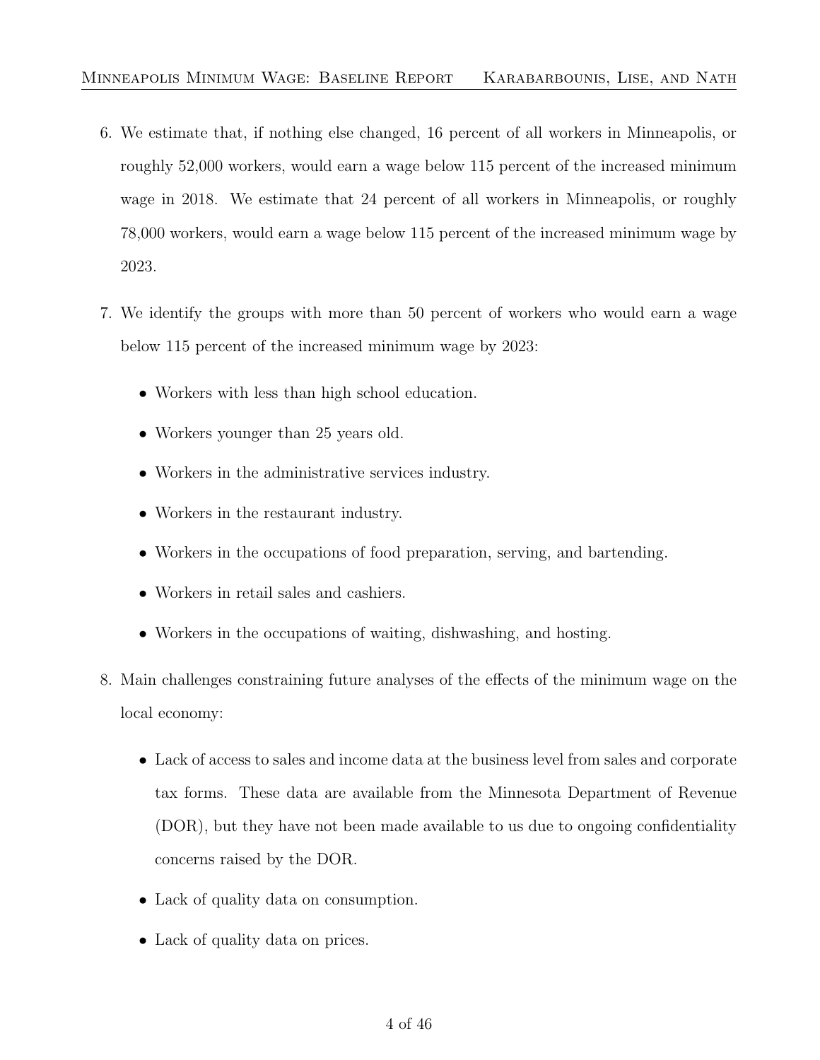6. We estimate that, if nothing else changed, 16 percent of all workers in Minneapolis, or roughly 52,000 workers, would earn a wage below 115 percent of the increased minimum wage in 2018. We estimate that 24 percent of all workers in Minneapolis, or roughly 78,000 workers, would earn a wage below 115 percent of the increased minimum wage by 2023.

7. We identify the groups with more than 50 percent of workers who would earn a wage below 115 percent of the increased minimum wage by 2023:

   - Workers with less than high school education.
   - Workers younger than 25 years old.
   - Workers in the administrative services industry.
   - Workers in the restaurant industry.
   - Workers in the occupations of food preparation, serving, and bartending.
   - Workers in retail sales and cashiers.
   - Workers in the occupations of waiting, dishwashing, and hosting.

8. Main challenges constraining future analyses of the effects of the minimum wage on the local economy:

   - Lack of access to sales and income data at the business level from sales and corporate tax forms. These data are available from the Minnesota Department of Revenue (DOR), but they have not been made available to us due to ongoing confidentiality concerns raised by the DOR.
   - Lack of quality data on consumption.
   - Lack of quality data on prices.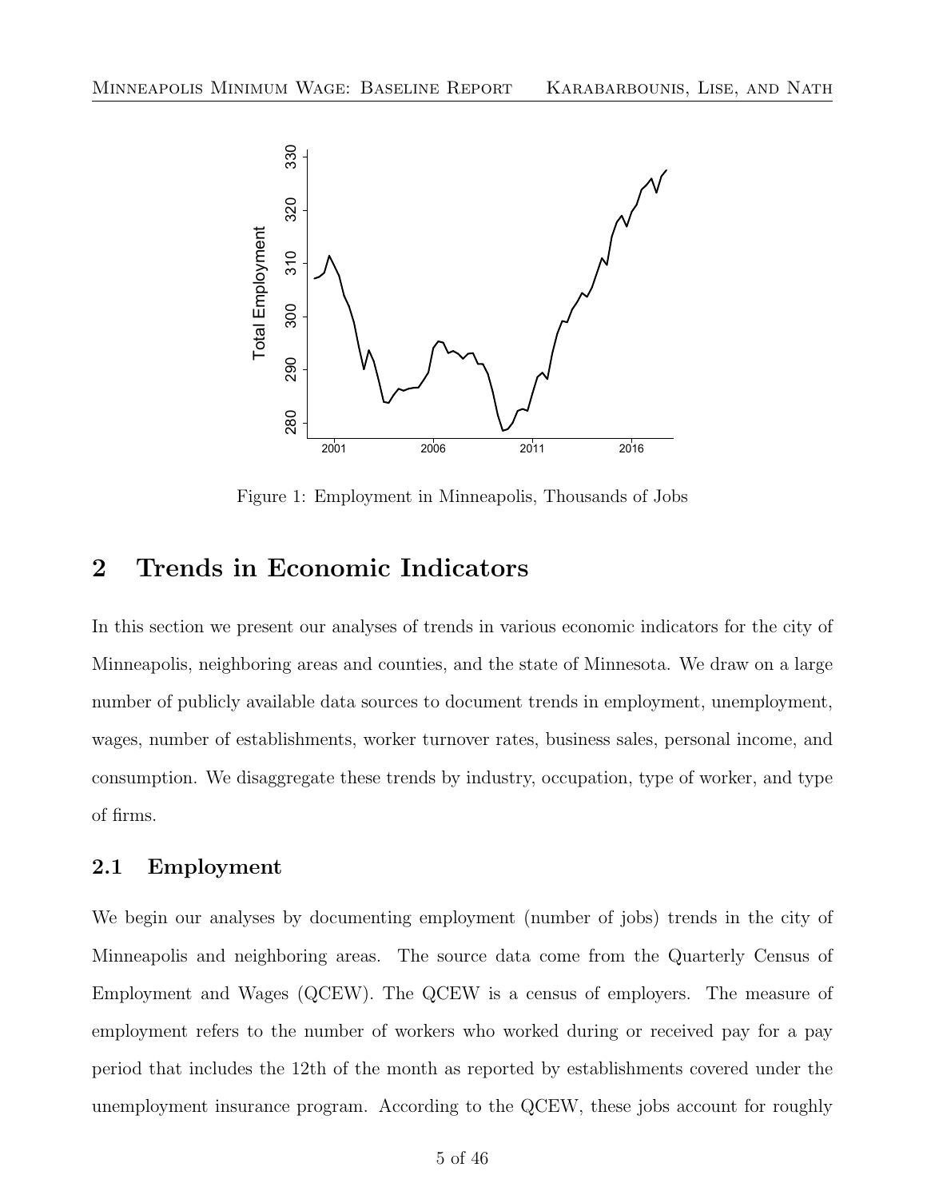Figure 1: Employment in Minneapolis, Thousands of Jobs

## 2 Trends in Economic Indicators

In this section we present our analyses of trends in various economic indicators for the city of Minneapolis, neighboring areas and counties, and the state of Minnesota. We draw on a large number of publicly available data sources to document trends in employment, unemployment, wages, number of establishments, worker turnover rates, business sales, personal income, and consumption. We disaggregate these trends by industry, occupation, type of worker, and type of firms.

### 2.1 Employment

We begin our analyses by documenting employment (number of jobs) trends in the city of Minneapolis and neighboring areas. The source data come from the Quarterly Census of Employment and Wages (QCEW). The QCEW is a census of employers. The measure of employment refers to the number of workers who worked during or received pay for a pay period that includes the 12th of the month as reported by establishments covered under the unemployment insurance program. According to the QCEW, these jobs account for roughly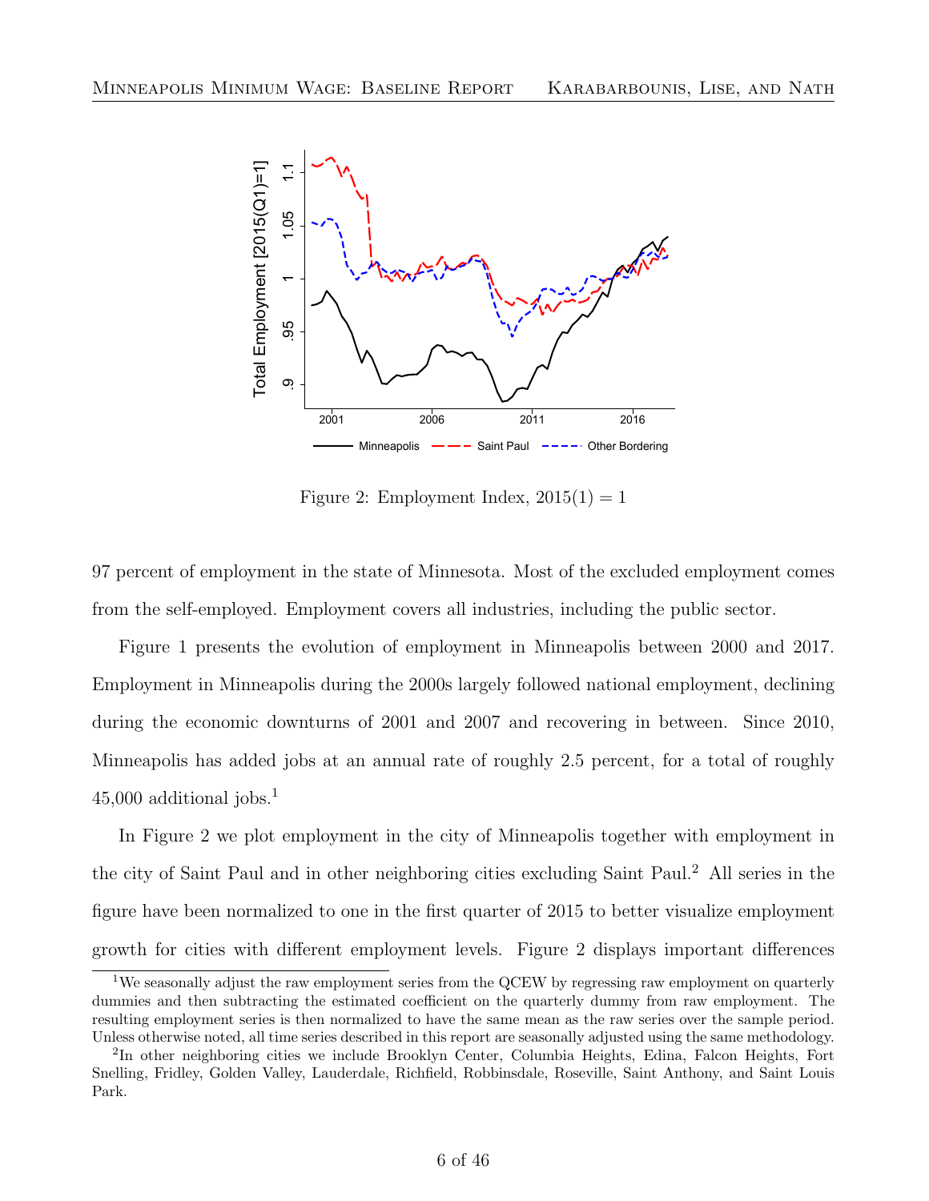Figure 2: Employment Index, 2015(1) = 1

97 percent of employment in the state of Minnesota. Most of the excluded employment comes from the self-employed. Employment covers all industries, including the public sector.

Figure 1 presents the evolution of employment in Minneapolis between 2000 and 2017. Employment in Minneapolis during the 2000s largely followed national employment, declining during the economic downturns of 2001 and 2007 and recovering in between. Since 2010, Minneapolis has added jobs at an annual rate of roughly 2.5 percent, for a total of roughly 45,000 additional jobs.[1]

In Figure 2 we plot employment in the city of Minneapolis together with employment in the city of Saint Paul and in other neighboring cities excluding Saint Paul.[2] All series in the figure have been normalized to one in the first quarter of 2015 to better visualize employment growth for cities with different employment levels. Figure 2 displays important differences

[1] We seasonally adjust the raw employment series from the QCEW by regressing raw employment on quarterly dummies and then subtracting the estimated coefficient on the quarterly dummy from raw employment. The resulting employment series is then normalized to have the same mean as the raw series over the sample period. Unless otherwise noted, all time series described in this report are seasonally adjusted using the same methodology.

[2] In other neighboring cities we include Brooklyn Center, Columbia Heights, Edina, Falcon Heights, Fort Snelling, Fridley, Golden Valley, Lauderdale, Richfield, Robbinsdale, Roseville, Saint Anthony, and Saint Louis Park.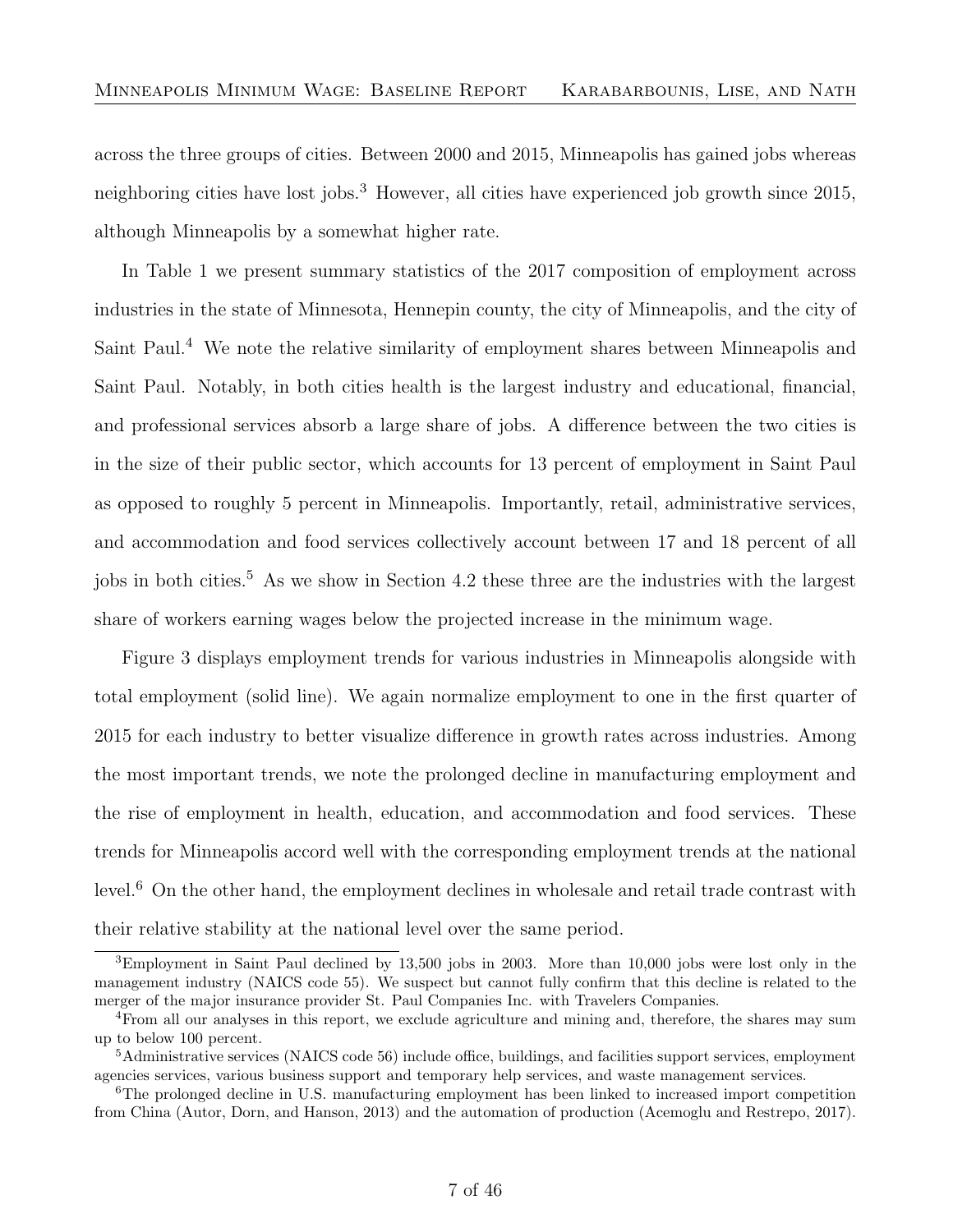across the three groups of cities. Between 2000 and 2015, Minneapolis has gained jobs whereas neighboring cities have lost jobs.[3] However, all cities have experienced job growth since 2015, although Minneapolis by a somewhat higher rate.

In Table 1 we present summary statistics of the 2017 composition of employment across industries in the state of Minnesota, Hennepin county, the city of Minneapolis, and the city of Saint Paul.[4] We note the relative similarity of employment shares between Minneapolis and Saint Paul. Notably, in both cities health is the largest industry and educational, financial, and professional services absorb a large share of jobs. A difference between the two cities is in the size of their public sector, which accounts for 13 percent of employment in Saint Paul as opposed to roughly 5 percent in Minneapolis. Importantly, retail, administrative services, and accommodation and food services collectively account between 17 and 18 percent of all jobs in both cities.[5] As we show in Section 4.2 these three are the industries with the largest share of workers earning wages below the projected increase in the minimum wage.

Figure 3 displays employment trends for various industries in Minneapolis alongside with total employment (solid line). We again normalize employment to one in the first quarter of 2015 for each industry to better visualize difference in growth rates across industries. Among the most important trends, we note the prolonged decline in manufacturing employment and the rise of employment in health, education, and accommodation and food services. These trends for Minneapolis accord well with the corresponding employment trends at the national level.[6] On the other hand, the employment declines in wholesale and retail trade contrast with their relative stability at the national level over the same period.

[3] Employment in Saint Paul declined by 13,500 jobs in 2003. More than 10,000 jobs were lost only in the management industry (NAICS code 55). We suspect but cannot fully confirm that this decline is related to the merger of the major insurance provider St. Paul Companies Inc. with Travelers Companies.

[4] From all our analyses in this report, we exclude agriculture and mining and, therefore, the shares may sum up to below 100 percent.

[5] Administrative services (NAICS code 56) include office, buildings, and facilities support services, employment agencies services, various business support and temporary help services, and waste management services.

[6] The prolonged decline in U.S. manufacturing employment has been linked to increased import competition from China (Autor, Dorn, and Hanson, 2013) and the automation of production (Acemoglu and Restrepo, 2017).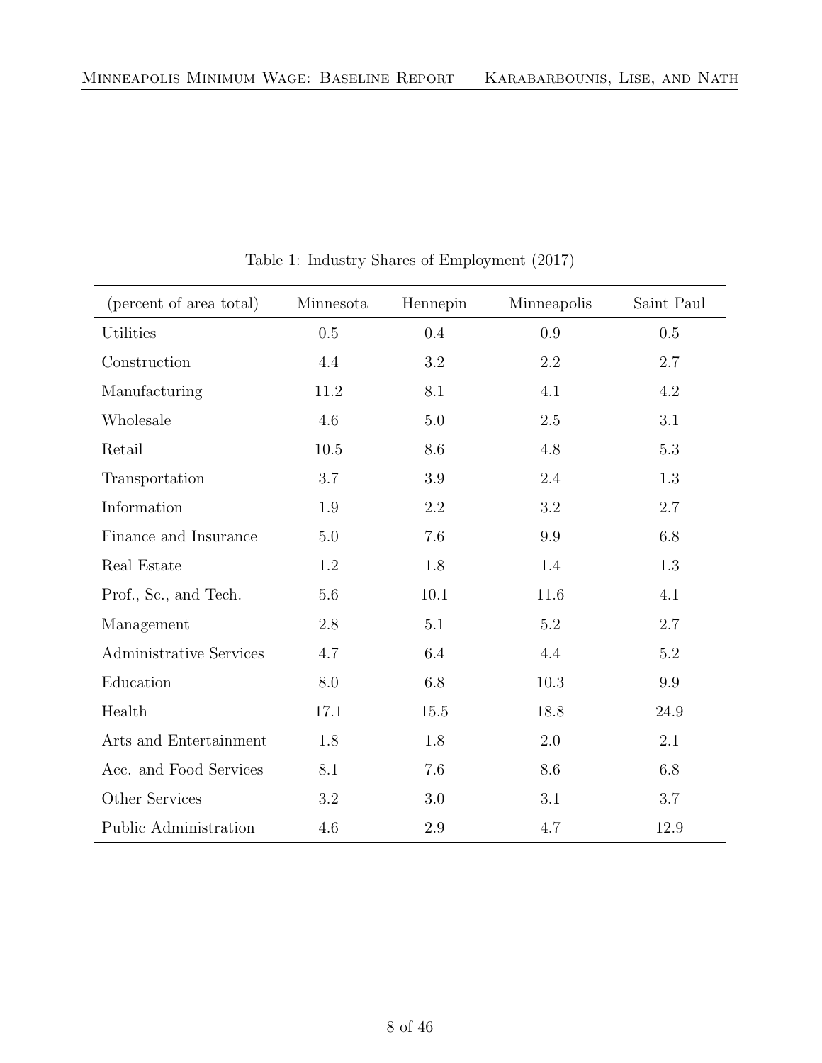Table 1: Industry Shares of Employment (2017)

| (percent of area total) | Minnesota | Hennepin | Minneapolis | Saint Paul |
|---|---|---|---|---|
| Utilities | 0.5 | 0.4 | 0.9 | 0.5 |
| Construction | 4.4 | 3.2 | 2.2 | 2.7 |
| Manufacturing | 11.2 | 8.1 | 4.1 | 4.2 |
| Wholesale | 4.6 | 5.0 | 2.5 | 3.1 |
| Retail | 10.5 | 8.6 | 4.8 | 5.3 |
| Transportation | 3.7 | 3.9 | 2.4 | 1.3 |
| Information | 1.9 | 2.2 | 3.2 | 2.7 |
| Finance and Insurance | 5.0 | 7.6 | 9.9 | 6.8 |
| Real Estate | 1.2 | 1.8 | 1.4 | 1.3 |
| Prof., Sc., and Tech. | 5.6 | 10.1 | 11.6 | 4.1 |
| Management | 2.8 | 5.1 | 5.2 | 2.7 |
| Administrative Services | 4.7 | 6.4 | 4.4 | 5.2 |
| Education | 8.0 | 6.8 | 10.3 | 9.9 |
| Health | 17.1 | 15.5 | 18.8 | 24.9 |
| Arts and Entertainment | 1.8 | 1.8 | 2.0 | 2.1 |
| Acc. and Food Services | 8.1 | 7.6 | 8.6 | 6.8 |
| Other Services | 3.2 | 3.0 | 3.1 | 3.7 |
| Public Administration | 4.6 | 2.9 | 4.7 | 12.9 |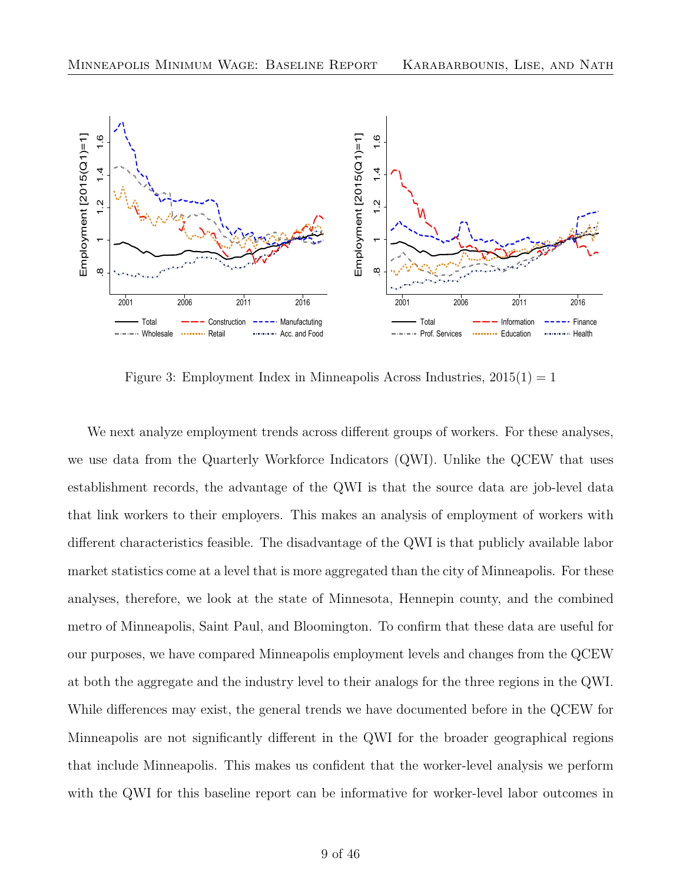Figure 3: Employment Index in Minneapolis Across Industries, 2015(1) = 1

We next analyze employment trends across different groups of workers. For these analyses, we use data from the Quarterly Workforce Indicators (QWI). Unlike the QCEW that uses establishment records, the advantage of the QWI is that the source data are job-level data that link workers to their employers. This makes an analysis of employment of workers with different characteristics feasible. The disadvantage of the QWI is that publicly available labor market statistics come at a level that is more aggregated than the city of Minneapolis. For these analyses, therefore, we look at the state of Minnesota, Hennepin county, and the combined metro of Minneapolis, Saint Paul, and Bloomington. To confirm that these data are useful for our purposes, we have compared Minneapolis employment levels and changes from the QCEW at both the aggregate and the industry level to their analogs for the three regions in the QWI. While differences may exist, the general trends we have documented before in the QCEW for Minneapolis are not significantly different in the QWI for the broader geographical regions that include Minneapolis. This makes us confident that the worker-level analysis we perform with the QWI for this baseline report can be informative for worker-level labor outcomes in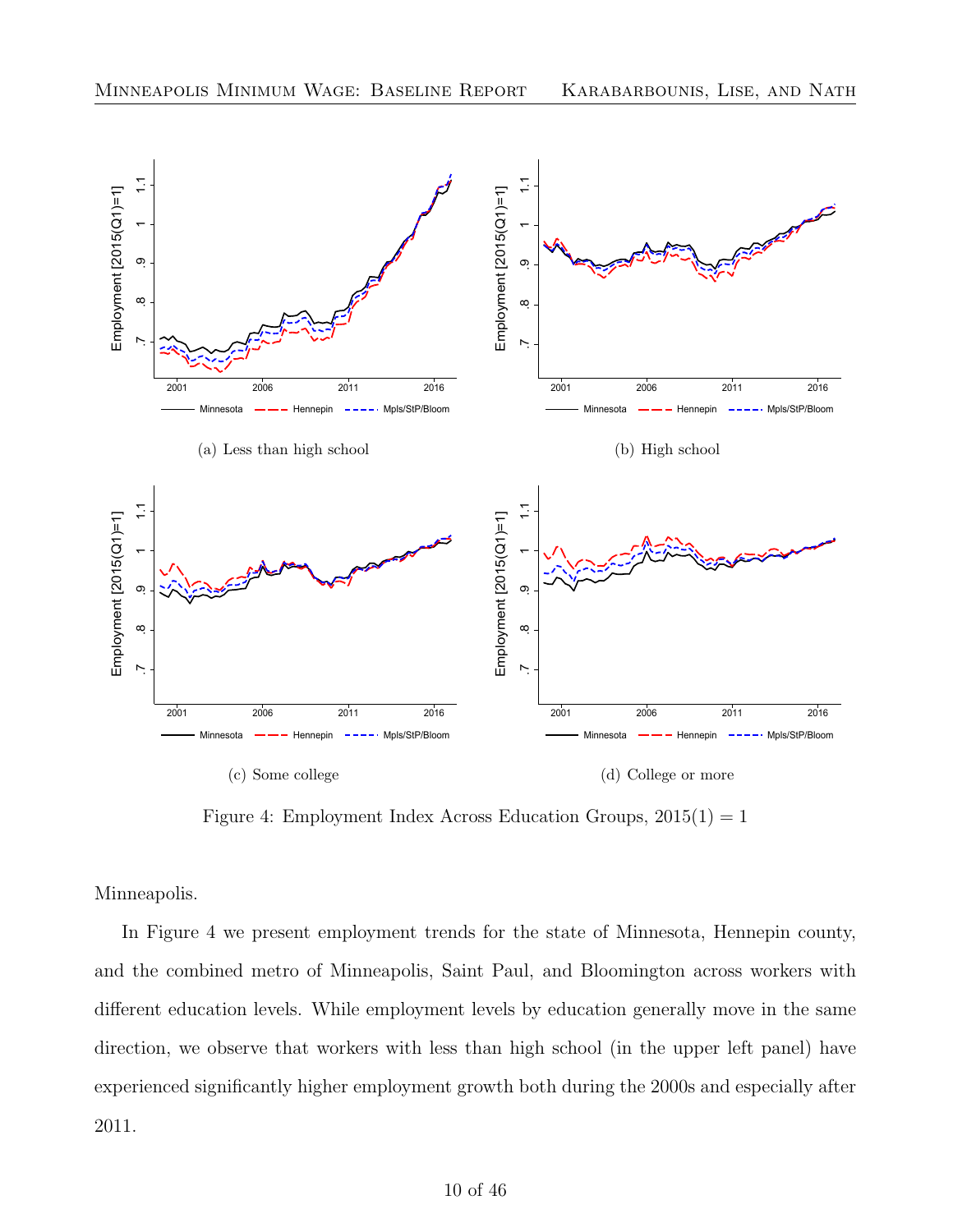(a) Less than high school

(b) High school

(c) Some college

(d) College or more

Figure 4: Employment Index Across Education Groups, 2015(1) = 1

Minneapolis.

In Figure 4 we present employment trends for the state of Minnesota, Hennepin county, and the combined metro of Minneapolis, Saint Paul, and Bloomington across workers with different education levels. While employment levels by education generally move in the same direction, we observe that workers with less than high school (in the upper left panel) have experienced significantly higher employment growth both during the 2000s and especially after 2011.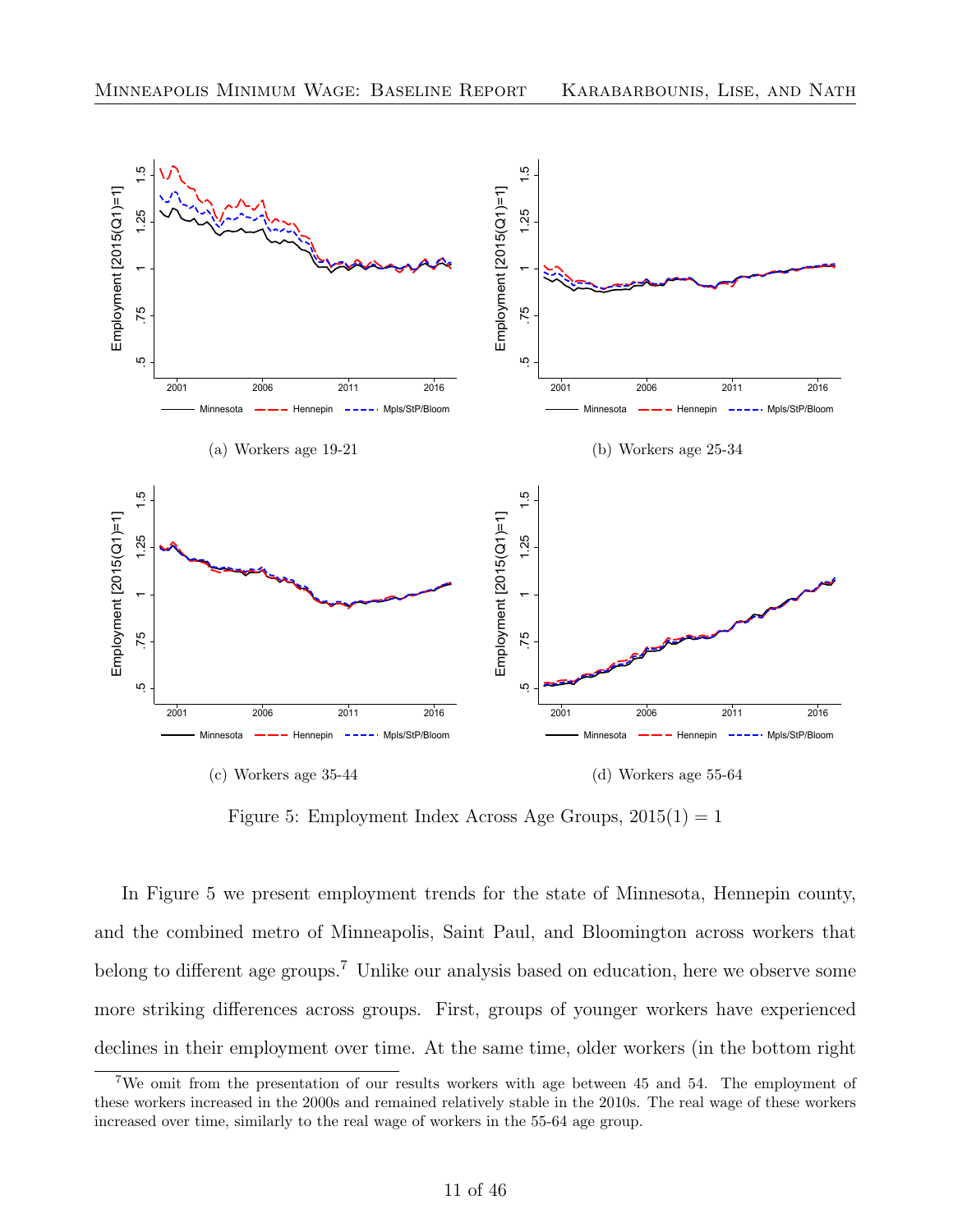(a) Workers age 19-21

(b) Workers age 25-34

(c) Workers age 35-44

(d) Workers age 55-64

Figure 5: Employment Index Across Age Groups, 2015(1) = 1

In Figure 5 we present employment trends for the state of Minnesota, Hennepin county, and the combined metro of Minneapolis, Saint Paul, and Bloomington across workers that belong to different age groups.[7] Unlike our analysis based on education, here we observe some more striking differences across groups. First, groups of younger workers have experienced declines in their employment over time. At the same time, older workers (in the bottom right

[7] We omit from the presentation of our results workers with age between 45 and 54. The employment of these workers increased in the 2000s and remained relatively stable in the 2010s. The real wage of these workers increased over time, similarly to the real wage of workers in the 55-64 age group.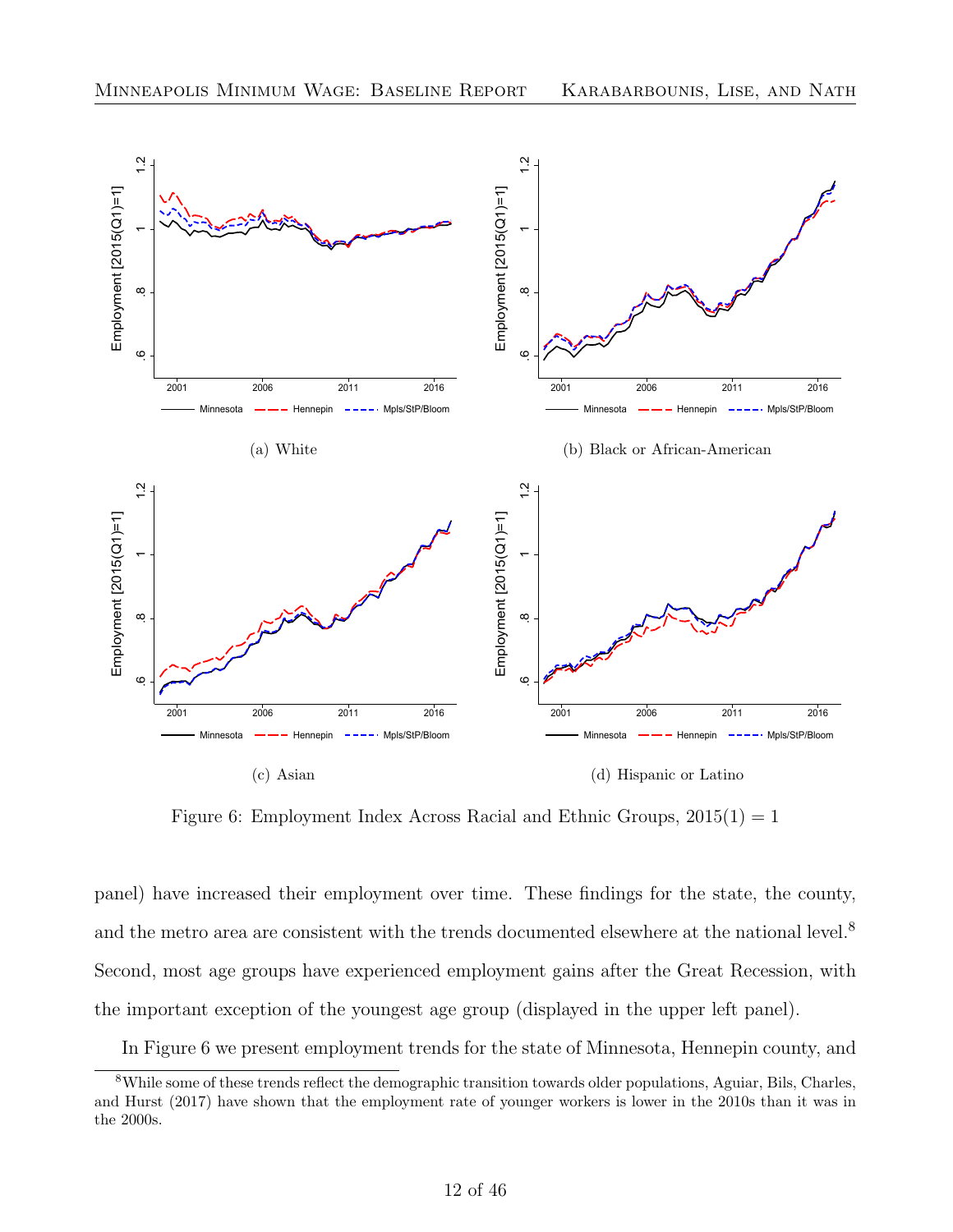(a) White

(b) Black or African-American

(c) Asian

(d) Hispanic or Latino

Figure 6: Employment Index Across Racial and Ethnic Groups, 2015(1) = 1

panel) have increased their employment over time. These findings for the state, the county, and the metro area are consistent with the trends documented elsewhere at the national level.[8] Second, most age groups have experienced employment gains after the Great Recession, with the important exception of the youngest age group (displayed in the upper left panel).

In Figure 6 we present employment trends for the state of Minnesota, Hennepin county, and

[8] While some of these trends reflect the demographic transition towards older populations, Aguiar, Bils, Charles, and Hurst (2017) have shown that the employment rate of younger workers is lower in the 2010s than it was in the 2000s.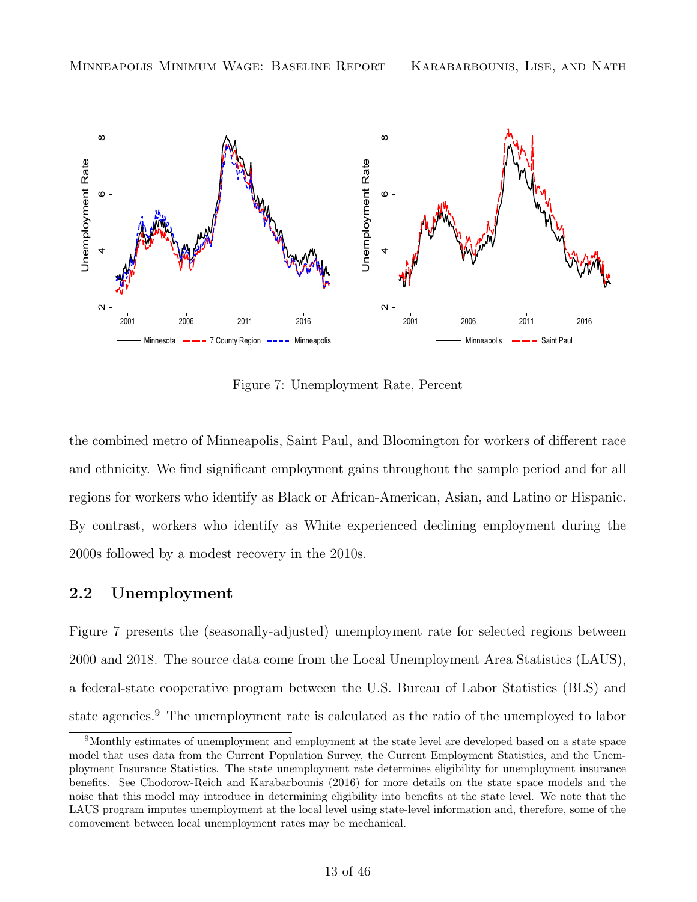Figure 7: Unemployment Rate, Percent

the combined metro of Minneapolis, Saint Paul, and Bloomington for workers of different race and ethnicity. We find significant employment gains throughout the sample period and for all regions for workers who identify as Black or African-American, Asian, and Latino or Hispanic. By contrast, workers who identify as White experienced declining employment during the 2000s followed by a modest recovery in the 2010s.

## 2.2 Unemployment

Figure 7 presents the (seasonally-adjusted) unemployment rate for selected regions between 2000 and 2018. The source data come from the Local Unemployment Area Statistics (LAUS), a federal-state cooperative program between the U.S. Bureau of Labor Statistics (BLS) and state agencies.[9] The unemployment rate is calculated as the ratio of the unemployed to labor

[9] Monthly estimates of unemployment and employment at the state level are developed based on a state space model that uses data from the Current Population Survey, the Current Employment Statistics, and the Unemployment Insurance Statistics. The state unemployment rate determines eligibility for unemployment insurance benefits. See Chodorow-Reich and Karabarbounis (2016) for more details on the state space models and the noise that this model may introduce in determining eligibility into benefits at the state level. We note that the LAUS program imputes unemployment at the local level using state-level information and, therefore, some of the comovement between local unemployment rates may be mechanical.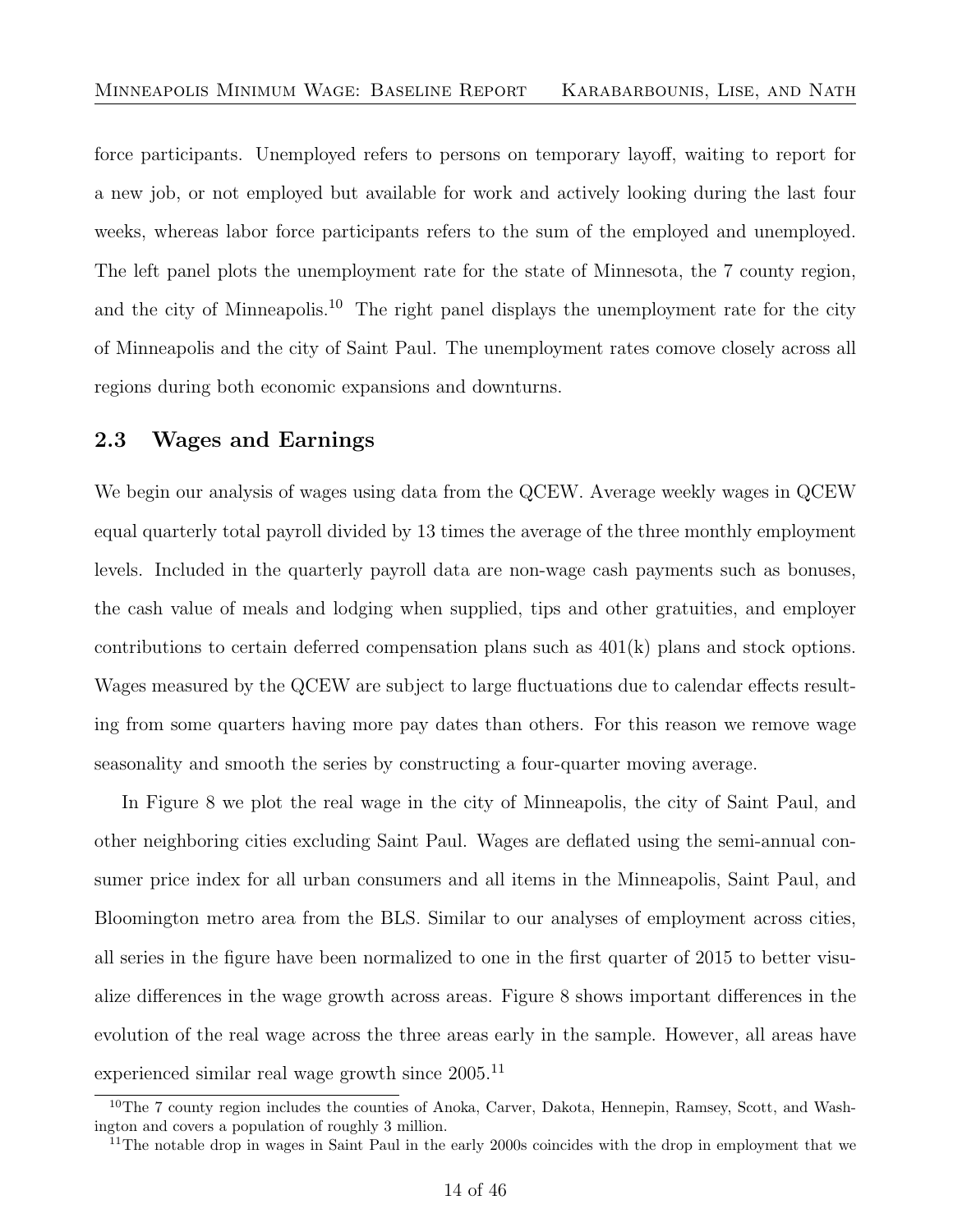force participants. Unemployed refers to persons on temporary layoff, waiting to report for a new job, or not employed but available for work and actively looking during the last four weeks, whereas labor force participants refers to the sum of the employed and unemployed. The left panel plots the unemployment rate for the state of Minnesota, the 7 county region, and the city of Minneapolis.[10] The right panel displays the unemployment rate for the city of Minneapolis and the city of Saint Paul. The unemployment rates comove closely across all regions during both economic expansions and downturns.

### 2.3 Wages and Earnings

We begin our analysis of wages using data from the QCEW. Average weekly wages in QCEW equal quarterly total payroll divided by 13 times the average of the three monthly employment levels. Included in the quarterly payroll data are non-wage cash payments such as bonuses, the cash value of meals and lodging when supplied, tips and other gratuities, and employer contributions to certain deferred compensation plans such as 401(k) plans and stock options. Wages measured by the QCEW are subject to large fluctuations due to calendar effects resulting from some quarters having more pay dates than others. For this reason we remove wage seasonality and smooth the series by constructing a four-quarter moving average.

In Figure 8 we plot the real wage in the city of Minneapolis, the city of Saint Paul, and other neighboring cities excluding Saint Paul. Wages are deflated using the semi-annual consumer price index for all urban consumers and all items in the Minneapolis, Saint Paul, and Bloomington metro area from the BLS. Similar to our analyses of employment across cities, all series in the figure have been normalized to one in the first quarter of 2015 to better visualize differences in the wage growth across areas. Figure 8 shows important differences in the evolution of the real wage across the three areas early in the sample. However, all areas have experienced similar real wage growth since 2005.[11]

[10] The 7 county region includes the counties of Anoka, Carver, Dakota, Hennepin, Ramsey, Scott, and Washington and covers a population of roughly 3 million.

[11] The notable drop in wages in Saint Paul in the early 2000s coincides with the drop in employment that we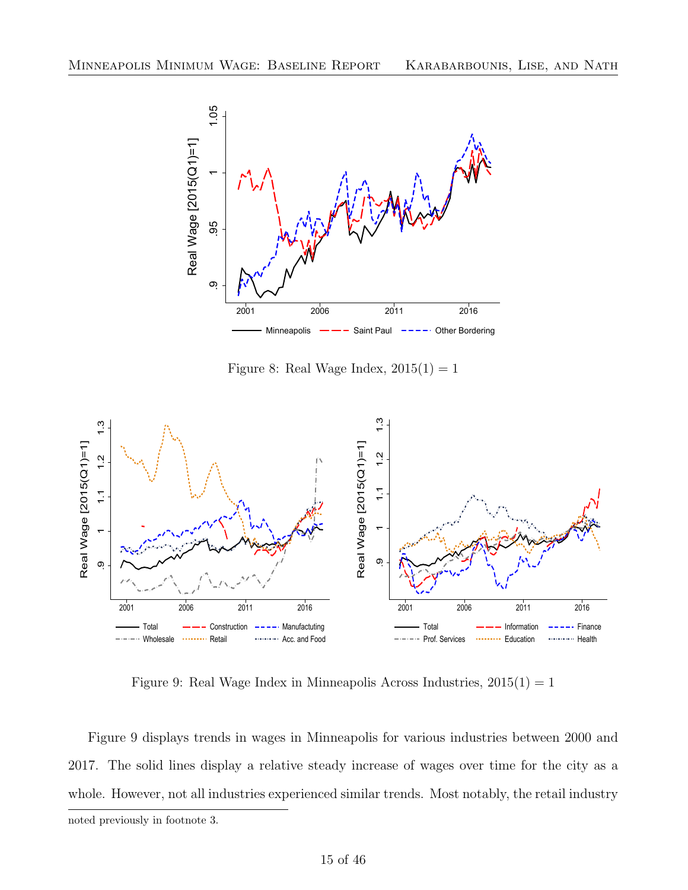Figure 8: Real Wage Index, 2015(1) = 1

Figure 9: Real Wage Index in Minneapolis Across Industries, 2015(1) = 1

Figure 9 displays trends in wages in Minneapolis for various industries between 2000 and 2017. The solid lines display a relative steady increase of wages over time for the city as a whole. However, not all industries experienced similar trends. Most notably, the retail industry

noted previously in footnote 3.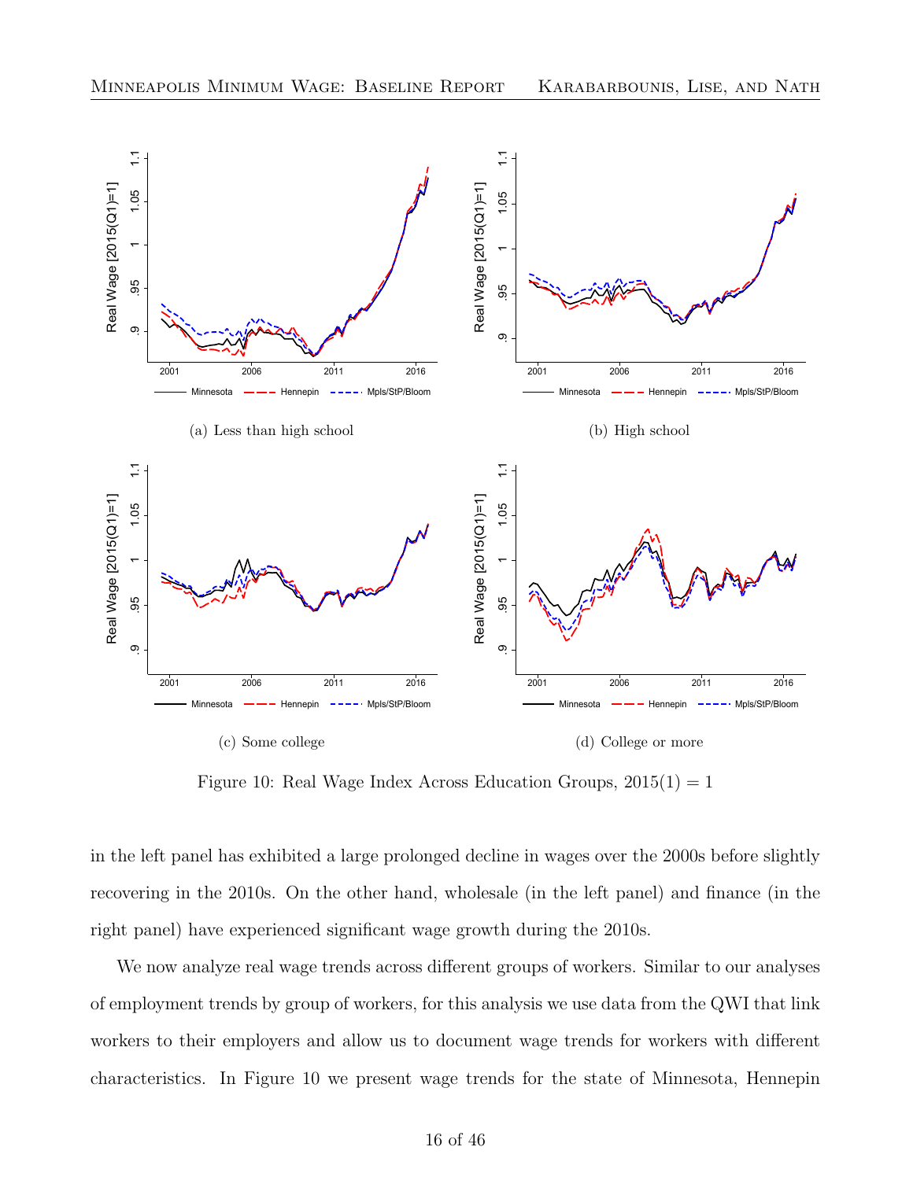(a) Less than high school

(b) High school

(c) Some college

(d) College or more

Figure 10: Real Wage Index Across Education Groups, 2015(1) = 1

in the left panel has exhibited a large prolonged decline in wages over the 2000s before slightly recovering in the 2010s. On the other hand, wholesale (in the left panel) and finance (in the right panel) have experienced significant wage growth during the 2010s.

We now analyze real wage trends across different groups of workers. Similar to our analyses of employment trends by group of workers, for this analysis we use data from the QWI that link workers to their employers and allow us to document wage trends for workers with different characteristics. In Figure 10 we present wage trends for the state of Minnesota, Hennepin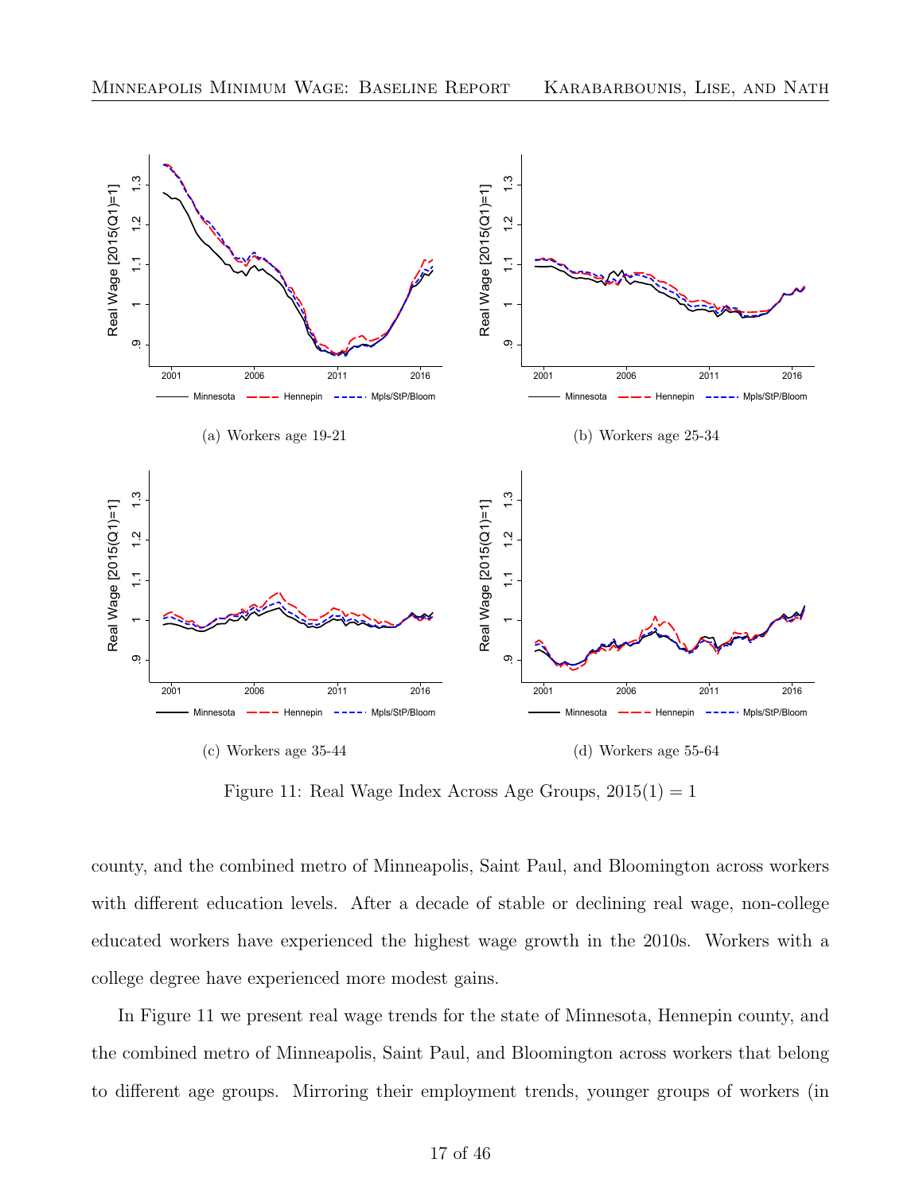(a) Workers age 19-21

(b) Workers age 25-34

(c) Workers age 35-44

(d) Workers age 55-64

Figure 11: Real Wage Index Across Age Groups, 2015(1) = 1

county, and the combined metro of Minneapolis, Saint Paul, and Bloomington across workers with different education levels. After a decade of stable or declining real wage, non-college educated workers have experienced the highest wage growth in the 2010s. Workers with a college degree have experienced more modest gains.

In Figure 11 we present real wage trends for the state of Minnesota, Hennepin county, and the combined metro of Minneapolis, Saint Paul, and Bloomington across workers that belong to different age groups. Mirroring their employment trends, younger groups of workers (in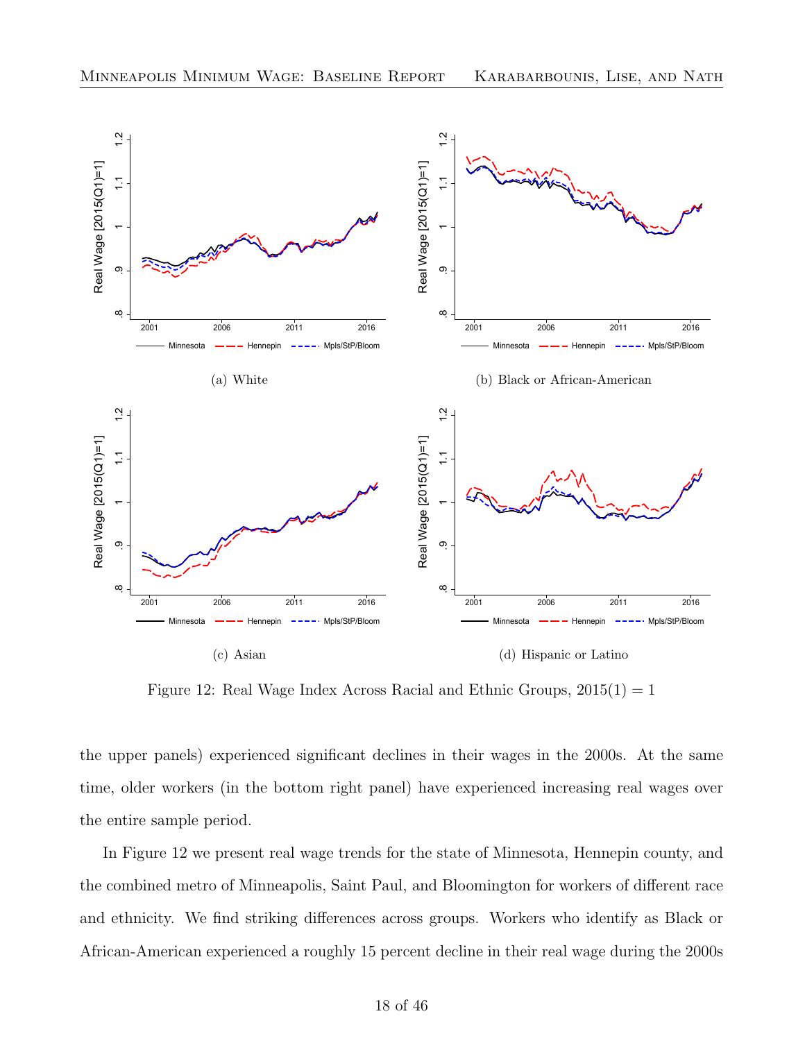(a) White

(b) Black or African-American

(c) Asian

(d) Hispanic or Latino

Figure 12: Real Wage Index Across Racial and Ethnic Groups, 2015(1) = 1

the upper panels) experienced significant declines in their wages in the 2000s. At the same time, older workers (in the bottom right panel) have experienced increasing real wages over the entire sample period.

In Figure 12 we present real wage trends for the state of Minnesota, Hennepin county, and the combined metro of Minneapolis, Saint Paul, and Bloomington for workers of different race and ethnicity. We find striking differences across groups. Workers who identify as Black or African-American experienced a roughly 15 percent decline in their real wage during the 2000s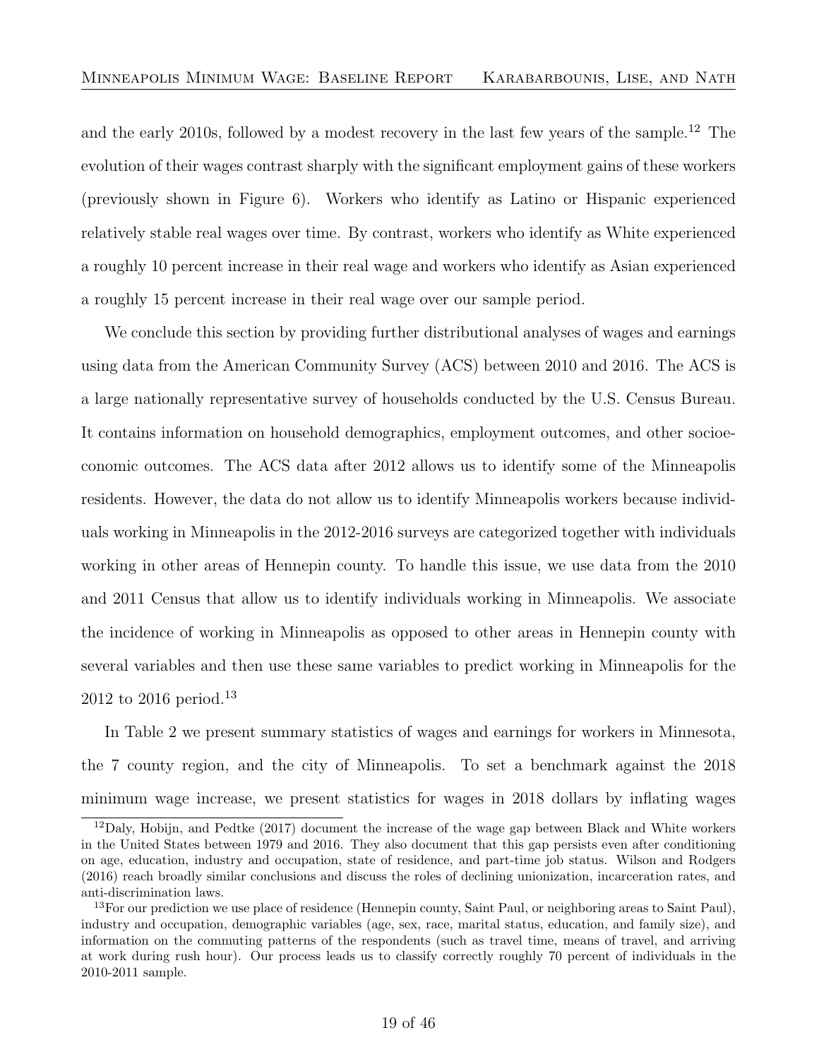and the early 2010s, followed by a modest recovery in the last few years of the sample.[12] The evolution of their wages contrast sharply with the significant employment gains of these workers (previously shown in Figure 6). Workers who identify as Latino or Hispanic experienced relatively stable real wages over time. By contrast, workers who identify as White experienced a roughly 10 percent increase in their real wage and workers who identify as Asian experienced a roughly 15 percent increase in their real wage over our sample period.

We conclude this section by providing further distributional analyses of wages and earnings using data from the American Community Survey (ACS) between 2010 and 2016. The ACS is a large nationally representative survey of households conducted by the U.S. Census Bureau. It contains information on household demographics, employment outcomes, and other socioeconomic outcomes. The ACS data after 2012 allows us to identify some of the Minneapolis residents. However, the data do not allow us to identify Minneapolis workers because individuals working in Minneapolis in the 2012-2016 surveys are categorized together with individuals working in other areas of Hennepin county. To handle this issue, we use data from the 2010 and 2011 Census that allow us to identify individuals working in Minneapolis. We associate the incidence of working in Minneapolis as opposed to other areas in Hennepin county with several variables and then use these same variables to predict working in Minneapolis for the 2012 to 2016 period.[13]

In Table 2 we present summary statistics of wages and earnings for workers in Minnesota, the 7 county region, and the city of Minneapolis. To set a benchmark against the 2018 minimum wage increase, we present statistics for wages in 2018 dollars by inflating wages

[12] Daly, Hobijn, and Pedtke (2017) document the increase of the wage gap between Black and White workers in the United States between 1979 and 2016. They also document that this gap persists even after conditioning on age, education, industry and occupation, state of residence, and part-time job status. Wilson and Rodgers (2016) reach broadly similar conclusions and discuss the roles of declining unionization, incarceration rates, and anti-discrimination laws.

[13] For our prediction we use place of residence (Hennepin county, Saint Paul, or neighboring areas to Saint Paul), industry and occupation, demographic variables (age, sex, race, marital status, education, and family size), and information on the commuting patterns of the respondents (such as travel time, means of travel, and arriving at work during rush hour). Our process leads us to classify correctly roughly 70 percent of individuals in the 2010-2011 sample.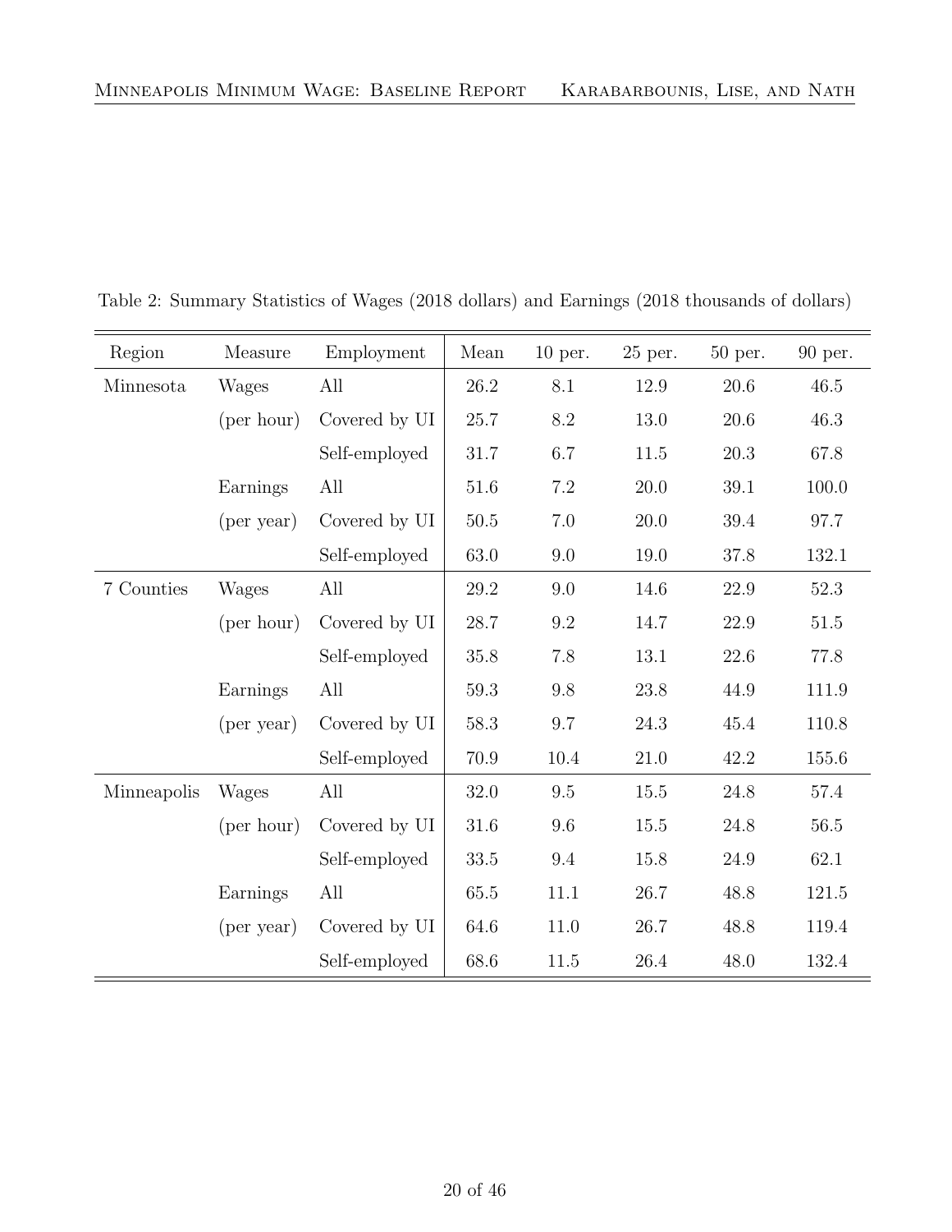Table 2: Summary Statistics of Wages (2018 dollars) and Earnings (2018 thousands of dollars)

| Region | Measure | Employment | Mean | 10 per. | 25 per. | 50 per. | 90 per. |
|---|---|---|---|---|---|---|---|
| Minnesota | Wages | All | 26.2 | 8.1 | 12.9 | 20.6 | 46.5 |
| | (per hour) | Covered by UI | 25.7 | 8.2 | 13.0 | 20.6 | 46.3 |
| | | Self-employed | 31.7 | 6.7 | 11.5 | 20.3 | 67.8 |
| | Earnings | All | 51.6 | 7.2 | 20.0 | 39.1 | 100.0 |
| | (per year) | Covered by UI | 50.5 | 7.0 | 20.0 | 39.4 | 97.7 |
| | | Self-employed | 63.0 | 9.0 | 19.0 | 37.8 | 132.1 |
| 7 Counties | Wages | All | 29.2 | 9.0 | 14.6 | 22.9 | 52.3 |
| | (per hour) | Covered by UI | 28.7 | 9.2 | 14.7 | 22.9 | 51.5 |
| | | Self-employed | 35.8 | 7.8 | 13.1 | 22.6 | 77.8 |
| | Earnings | All | 59.3 | 9.8 | 23.8 | 44.9 | 111.9 |
| | (per year) | Covered by UI | 58.3 | 9.7 | 24.3 | 45.4 | 110.8 |
| | | Self-employed | 70.9 | 10.4 | 21.0 | 42.2 | 155.6 |
| Minneapolis | Wages | All | 32.0 | 9.5 | 15.5 | 24.8 | 57.4 |
| | (per hour) | Covered by UI | 31.6 | 9.6 | 15.5 | 24.8 | 56.5 |
| | | Self-employed | 33.5 | 9.4 | 15.8 | 24.9 | 62.1 |
| | Earnings | All | 65.5 | 11.1 | 26.7 | 48.8 | 121.5 |
| | (per year) | Covered by UI | 64.6 | 11.0 | 26.7 | 48.8 | 119.4 |
| | | Self-employed | 68.6 | 11.5 | 26.4 | 48.0 | 132.4 |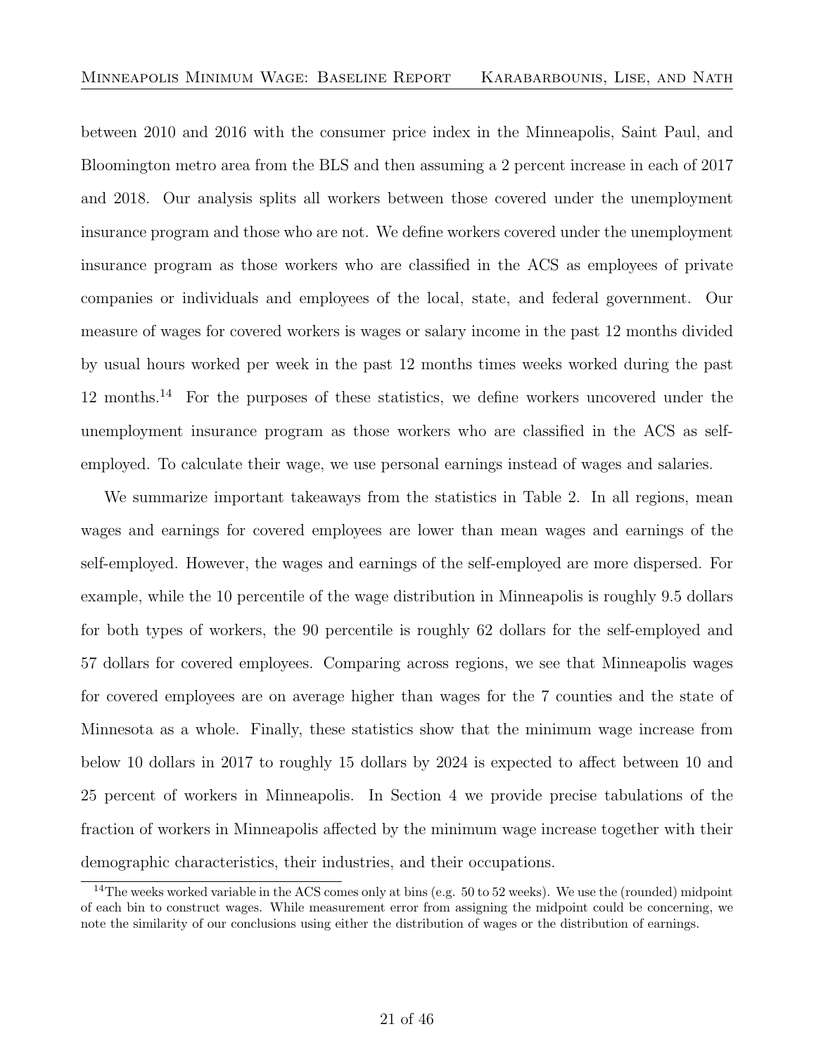between 2010 and 2016 with the consumer price index in the Minneapolis, Saint Paul, and Bloomington metro area from the BLS and then assuming a 2 percent increase in each of 2017 and 2018. Our analysis splits all workers between those covered under the unemployment insurance program and those who are not. We define workers covered under the unemployment insurance program as those workers who are classified in the ACS as employees of private companies or individuals and employees of the local, state, and federal government. Our measure of wages for covered workers is wages or salary income in the past 12 months divided by usual hours worked per week in the past 12 months times weeks worked during the past 12 months.[14] For the purposes of these statistics, we define workers uncovered under the unemployment insurance program as those workers who are classified in the ACS as self-employed. To calculate their wage, we use personal earnings instead of wages and salaries.

We summarize important takeaways from the statistics in Table 2. In all regions, mean wages and earnings for covered employees are lower than mean wages and earnings of the self-employed. However, the wages and earnings of the self-employed are more dispersed. For example, while the 10 percentile of the wage distribution in Minneapolis is roughly 9.5 dollars for both types of workers, the 90 percentile is roughly 62 dollars for the self-employed and 57 dollars for covered employees. Comparing across regions, we see that Minneapolis wages for covered employees are on average higher than wages for the 7 counties and the state of Minnesota as a whole. Finally, these statistics show that the minimum wage increase from below 10 dollars in 2017 to roughly 15 dollars by 2024 is expected to affect between 10 and 25 percent of workers in Minneapolis. In Section 4 we provide precise tabulations of the fraction of workers in Minneapolis affected by the minimum wage increase together with their demographic characteristics, their industries, and their occupations.

[14] The weeks worked variable in the ACS comes only at bins (e.g. 50 to 52 weeks). We use the (rounded) midpoint of each bin to construct wages. While measurement error from assigning the midpoint could be concerning, we note the similarity of our conclusions using either the distribution of wages or the distribution of earnings.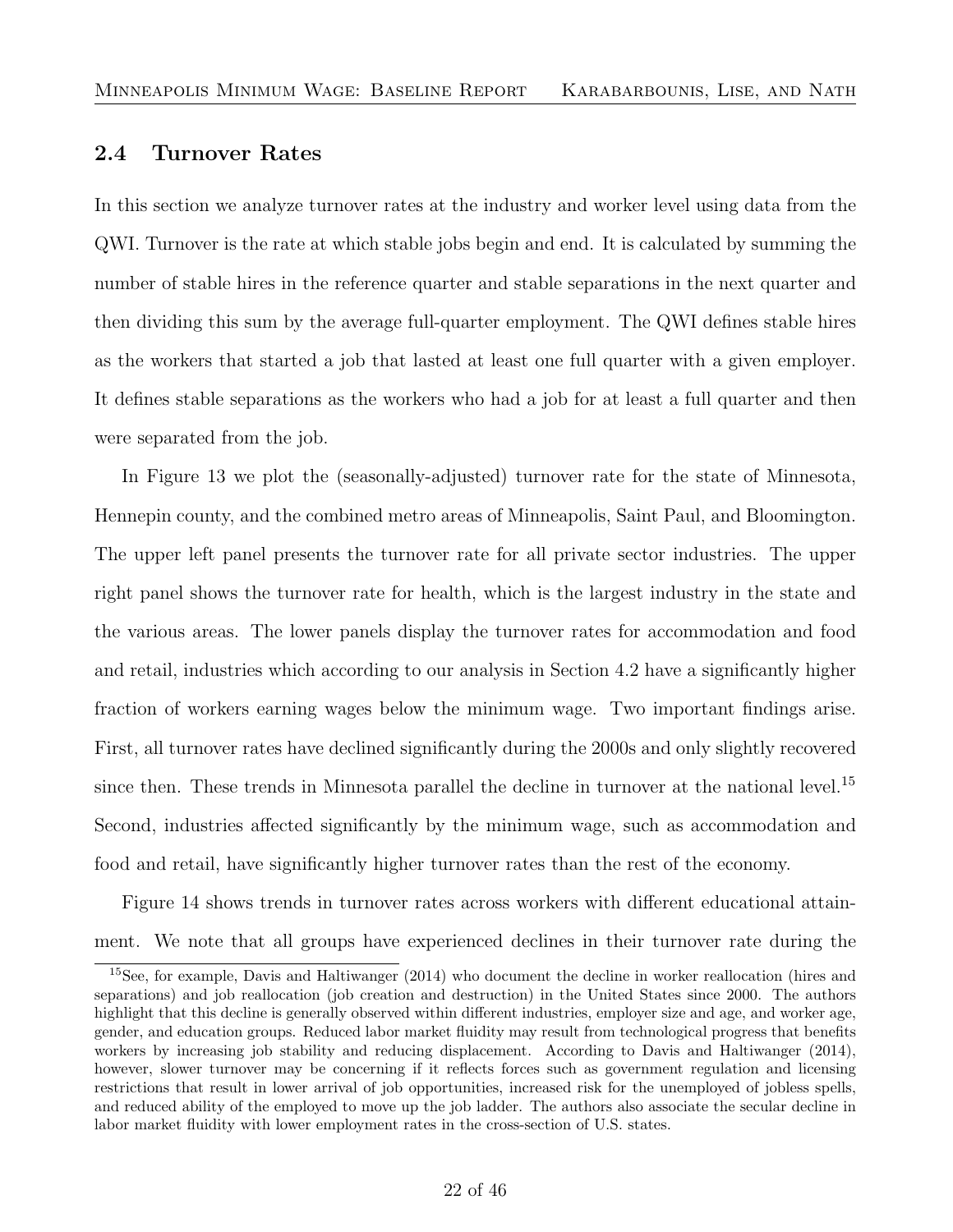## 2.4 Turnover Rates

In this section we analyze turnover rates at the industry and worker level using data from the QWI. Turnover is the rate at which stable jobs begin and end. It is calculated by summing the number of stable hires in the reference quarter and stable separations in the next quarter and then dividing this sum by the average full-quarter employment. The QWI defines stable hires as the workers that started a job that lasted at least one full quarter with a given employer. It defines stable separations as the workers who had a job for at least a full quarter and then were separated from the job.

In Figure 13 we plot the (seasonally-adjusted) turnover rate for the state of Minnesota, Hennepin county, and the combined metro areas of Minneapolis, Saint Paul, and Bloomington. The upper left panel presents the turnover rate for all private sector industries. The upper right panel shows the turnover rate for health, which is the largest industry in the state and the various areas. The lower panels display the turnover rates for accommodation and food and retail, industries which according to our analysis in Section 4.2 have a significantly higher fraction of workers earning wages below the minimum wage. Two important findings arise. First, all turnover rates have declined significantly during the 2000s and only slightly recovered since then. These trends in Minnesota parallel the decline in turnover at the national level.[15] Second, industries affected significantly by the minimum wage, such as accommodation and food and retail, have significantly higher turnover rates than the rest of the economy.

Figure 14 shows trends in turnover rates across workers with different educational attainment. We note that all groups have experienced declines in their turnover rate during the

[15] See, for example, Davis and Haltiwanger (2014) who document the decline in worker reallocation (hires and separations) and job reallocation (job creation and destruction) in the United States since 2000. The authors highlight that this decline is generally observed within different industries, employer size and age, and worker age, gender, and education groups. Reduced labor market fluidity may result from technological progress that benefits workers by increasing job stability and reducing displacement. According to Davis and Haltiwanger (2014), however, slower turnover may be concerning if it reflects forces such as government regulation and licensing restrictions that result in lower arrival of job opportunities, increased risk for the unemployed of jobless spells, and reduced ability of the employed to move up the job ladder. The authors also associate the secular decline in labor market fluidity with lower employment rates in the cross-section of U.S. states.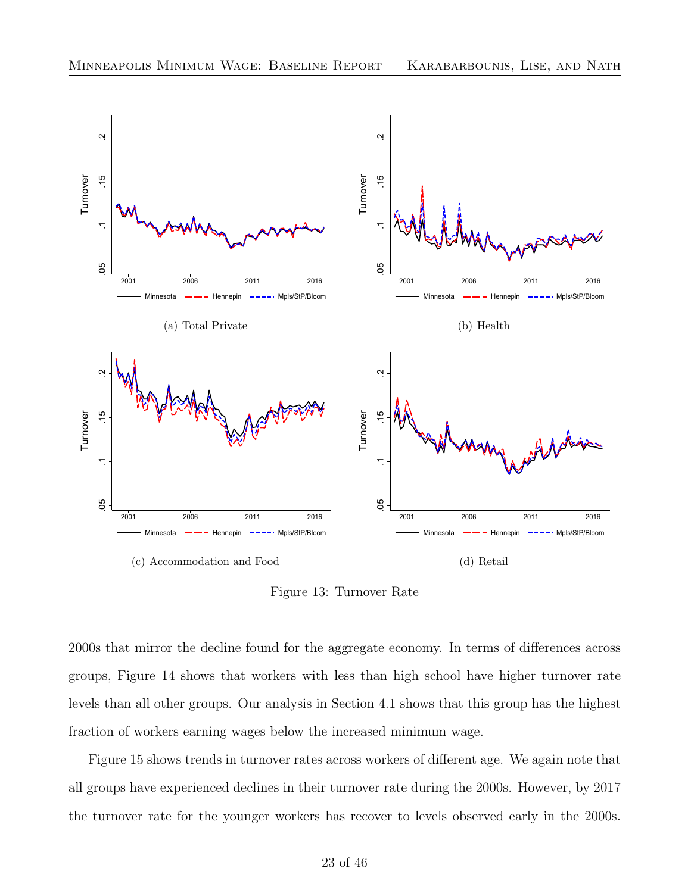(a) Total Private

(b) Health

(c) Accommodation and Food

(d) Retail

Figure 13: Turnover Rate

2000s that mirror the decline found for the aggregate economy. In terms of differences across groups, Figure 14 shows that workers with less than high school have higher turnover rate levels than all other groups. Our analysis in Section 4.1 shows that this group has the highest fraction of workers earning wages below the increased minimum wage.

Figure 15 shows trends in turnover rates across workers of different age. We again note that all groups have experienced declines in their turnover rate during the 2000s. However, by 2017 the turnover rate for the younger workers has recover to levels observed early in the 2000s.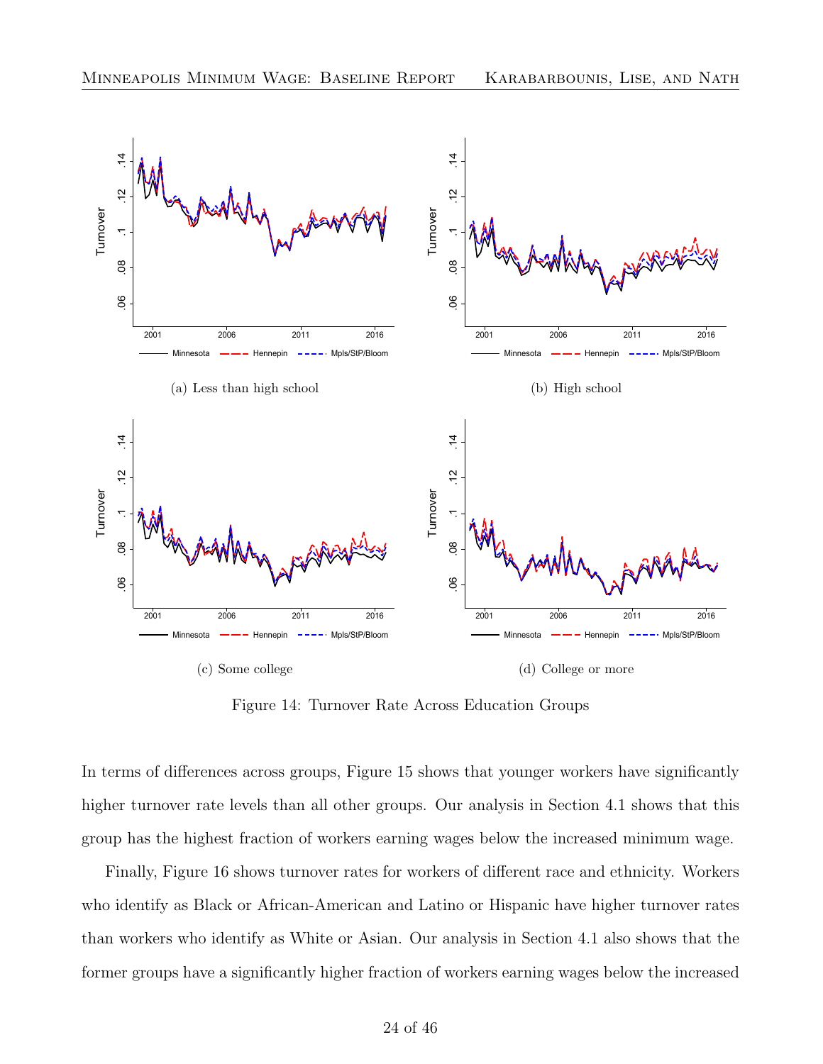(a) Less than high school

(b) High school

(c) Some college

(d) College or more

Figure 14: Turnover Rate Across Education Groups

In terms of differences across groups, Figure 15 shows that younger workers have significantly higher turnover rate levels than all other groups. Our analysis in Section 4.1 shows that this group has the highest fraction of workers earning wages below the increased minimum wage.

Finally, Figure 16 shows turnover rates for workers of different race and ethnicity. Workers who identify as Black or African-American and Latino or Hispanic have higher turnover rates than workers who identify as White or Asian. Our analysis in Section 4.1 also shows that the former groups have a significantly higher fraction of workers earning wages below the increased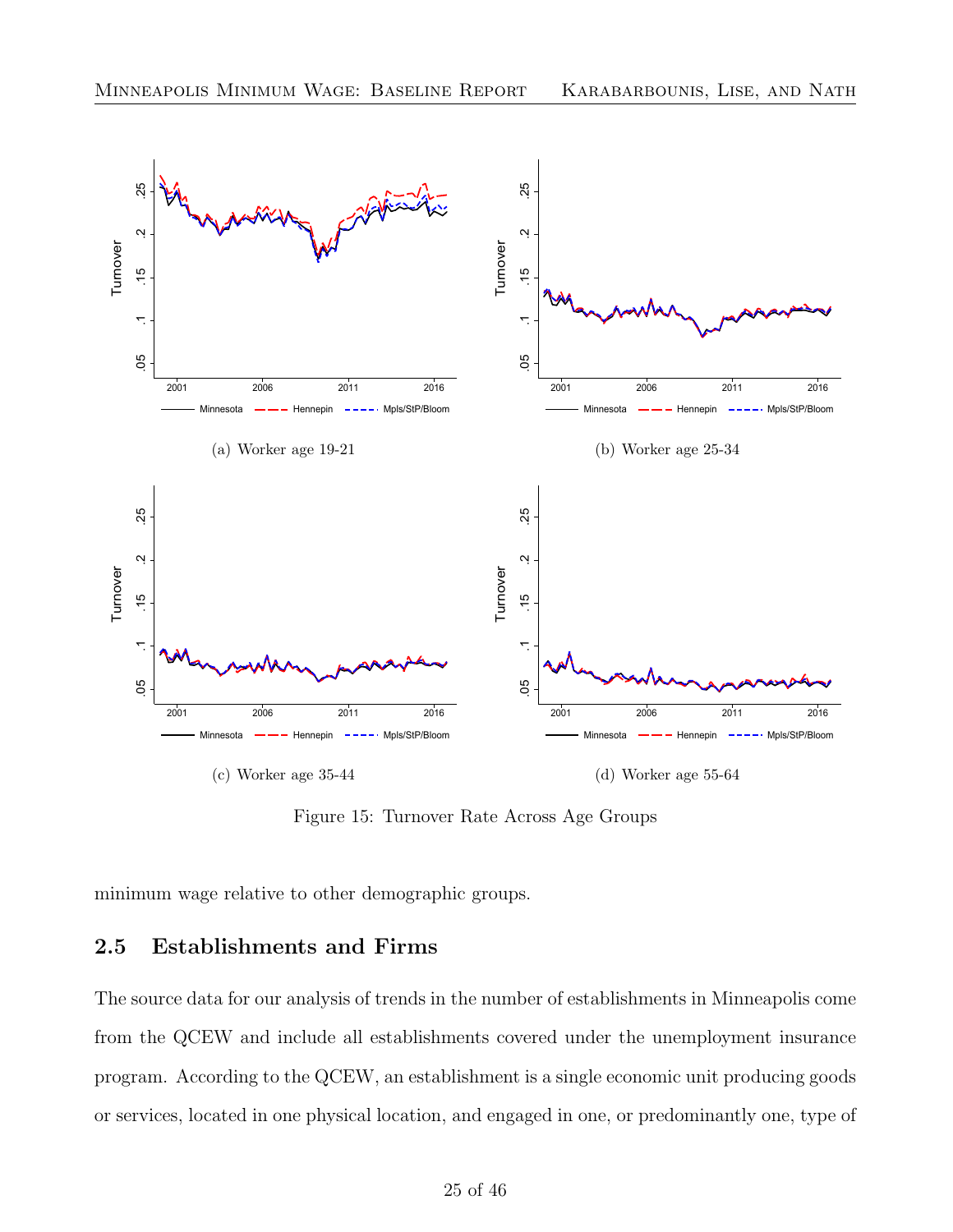(a) Worker age 19-21

(b) Worker age 25-34

(c) Worker age 35-44

(d) Worker age 55-64

Figure 15: Turnover Rate Across Age Groups

minimum wage relative to other demographic groups.

## 2.5 Establishments and Firms

The source data for our analysis of trends in the number of establishments in Minneapolis come from the QCEW and include all establishments covered under the unemployment insurance program. According to the QCEW, an establishment is a single economic unit producing goods or services, located in one physical location, and engaged in one, or predominantly one, type of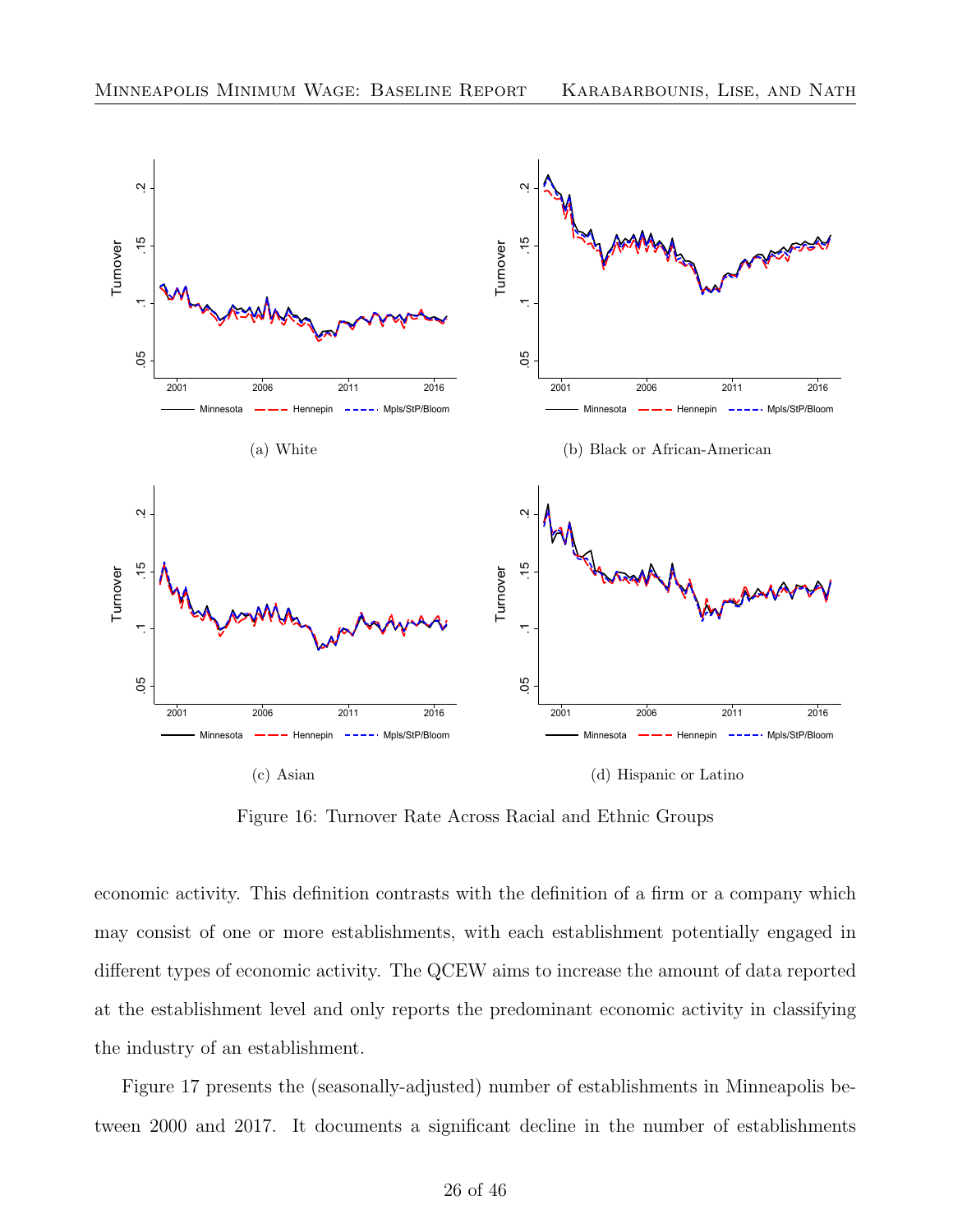(a) White

(b) Black or African-American

(c) Asian

(d) Hispanic or Latino

Figure 16: Turnover Rate Across Racial and Ethnic Groups

economic activity. This definition contrasts with the definition of a firm or a company which may consist of one or more establishments, with each establishment potentially engaged in different types of economic activity. The QCEW aims to increase the amount of data reported at the establishment level and only reports the predominant economic activity in classifying the industry of an establishment.

Figure 17 presents the (seasonally-adjusted) number of establishments in Minneapolis between 2000 and 2017. It documents a significant decline in the number of establishments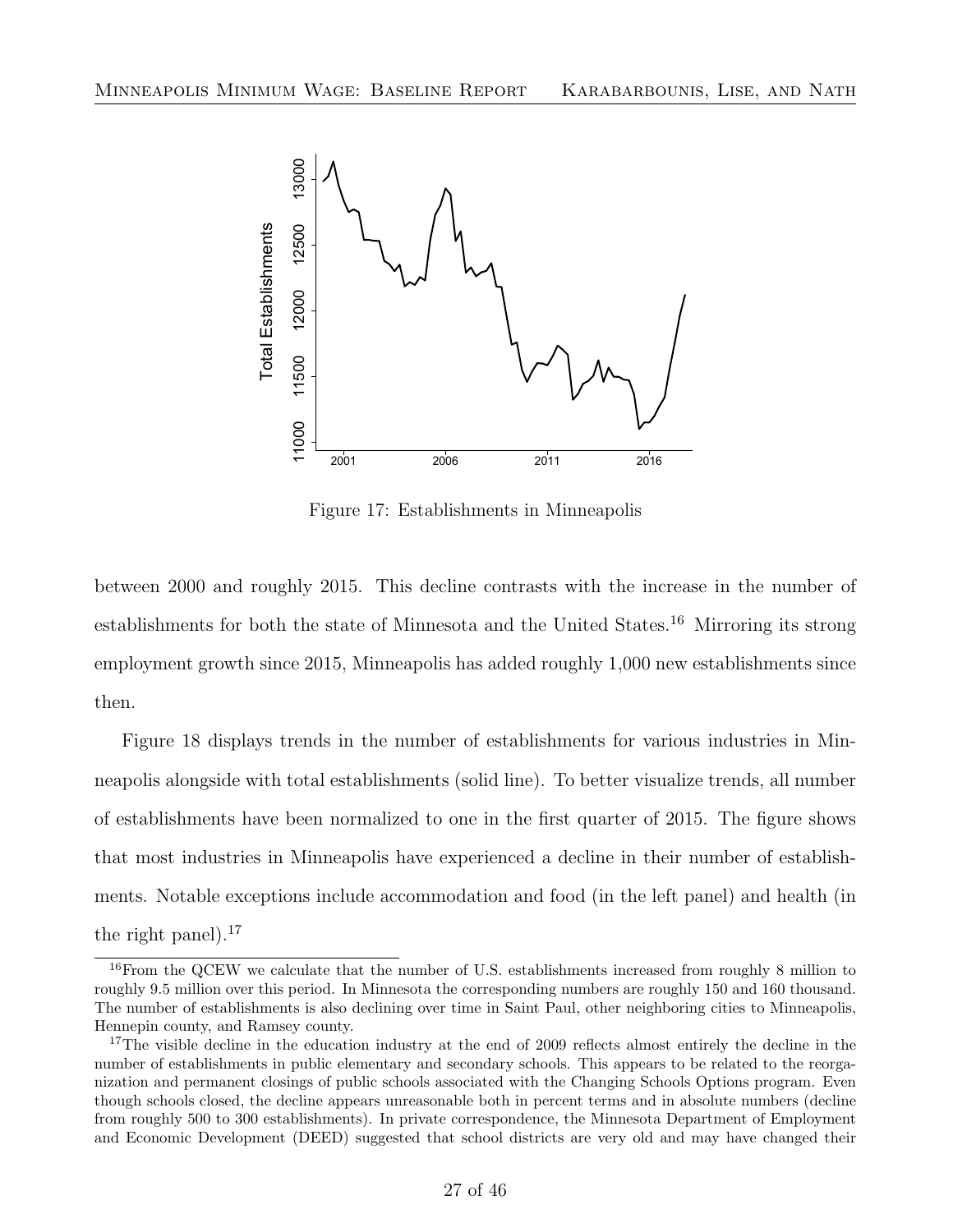Figure 17: Establishments in Minneapolis

between 2000 and roughly 2015. This decline contrasts with the increase in the number of establishments for both the state of Minnesota and the United States.[16] Mirroring its strong employment growth since 2015, Minneapolis has added roughly 1,000 new establishments since then.

Figure 18 displays trends in the number of establishments for various industries in Minneapolis alongside with total establishments (solid line). To better visualize trends, all number of establishments have been normalized to one in the first quarter of 2015. The figure shows that most industries in Minneapolis have experienced a decline in their number of establishments. Notable exceptions include accommodation and food (in the left panel) and health (in the right panel).[17]

[16]From the QCEW we calculate that the number of U.S. establishments increased from roughly 8 million to roughly 9.5 million over this period. In Minnesota the corresponding numbers are roughly 150 and 160 thousand. The number of establishments is also declining over time in Saint Paul, other neighboring cities to Minneapolis, Hennepin county, and Ramsey county.

[17]The visible decline in the education industry at the end of 2009 reflects almost entirely the decline in the number of establishments in public elementary and secondary schools. This appears to be related to the reorganization and permanent closings of public schools associated with the Changing Schools Options program. Even though schools closed, the decline appears unreasonable both in percent terms and in absolute numbers (decline from roughly 500 to 300 establishments). In private correspondence, the Minnesota Department of Employment and Economic Development (DEED) suggested that school districts are very old and may have changed their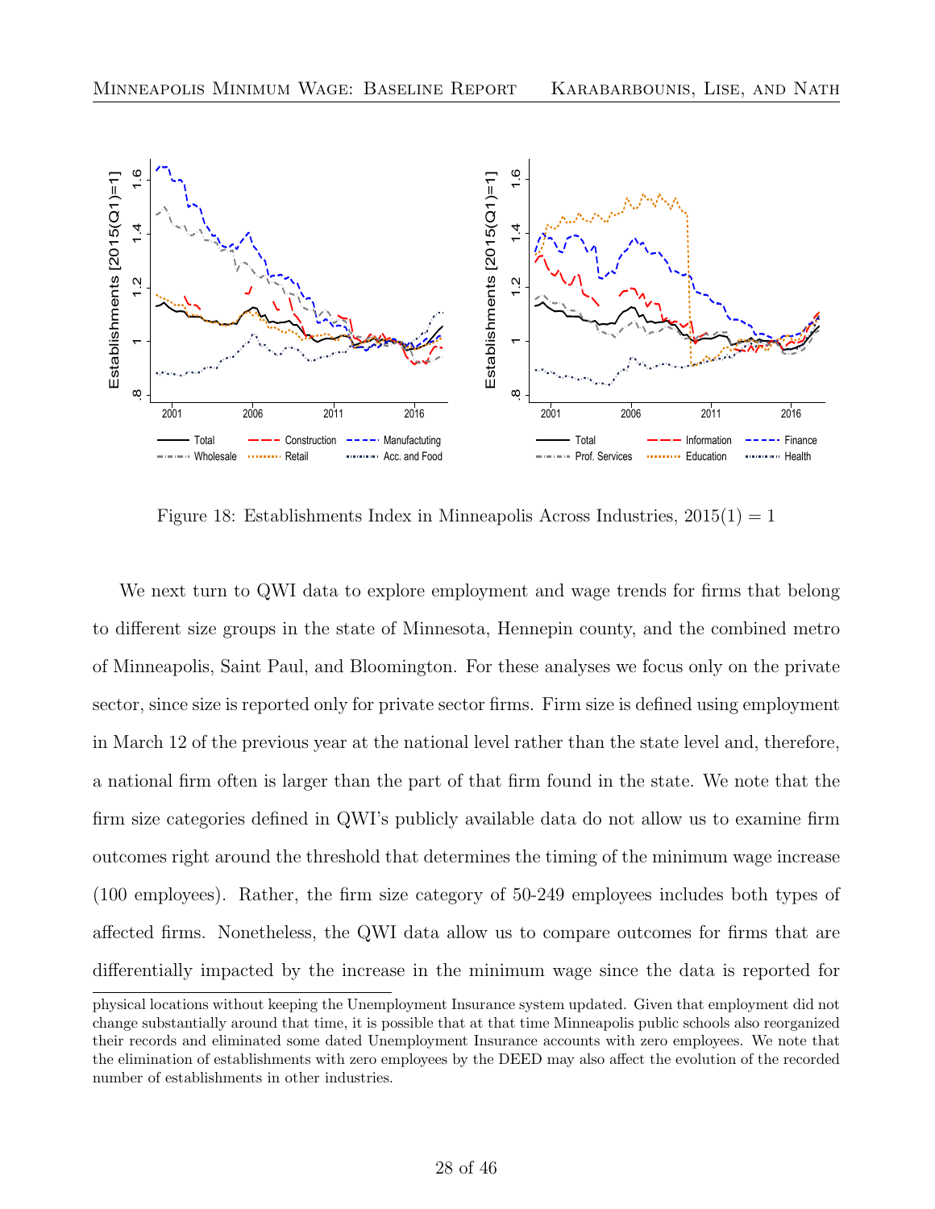Figure 18: Establishments Index in Minneapolis Across Industries, 2015(1) = 1

We next turn to QWI data to explore employment and wage trends for firms that belong to different size groups in the state of Minnesota, Hennepin county, and the combined metro of Minneapolis, Saint Paul, and Bloomington. For these analyses we focus only on the private sector, since size is reported only for private sector firms. Firm size is defined using employment in March 12 of the previous year at the national level rather than the state level and, therefore, a national firm often is larger than the part of that firm found in the state. We note that the firm size categories defined in QWI's publicly available data do not allow us to examine firm outcomes right around the threshold that determines the timing of the minimum wage increase (100 employees). Rather, the firm size category of 50-249 employees includes both types of affected firms. Nonetheless, the QWI data allow us to compare outcomes for firms that are differentially impacted by the increase in the minimum wage since the data is reported for

physical locations without keeping the Unemployment Insurance system updated. Given that employment did not change substantially around that time, it is possible that at that time Minneapolis public schools also reorganized their records and eliminated some dated Unemployment Insurance accounts with zero employees. We note that the elimination of establishments with zero employees by the DEED may also affect the evolution of the recorded number of establishments in other industries.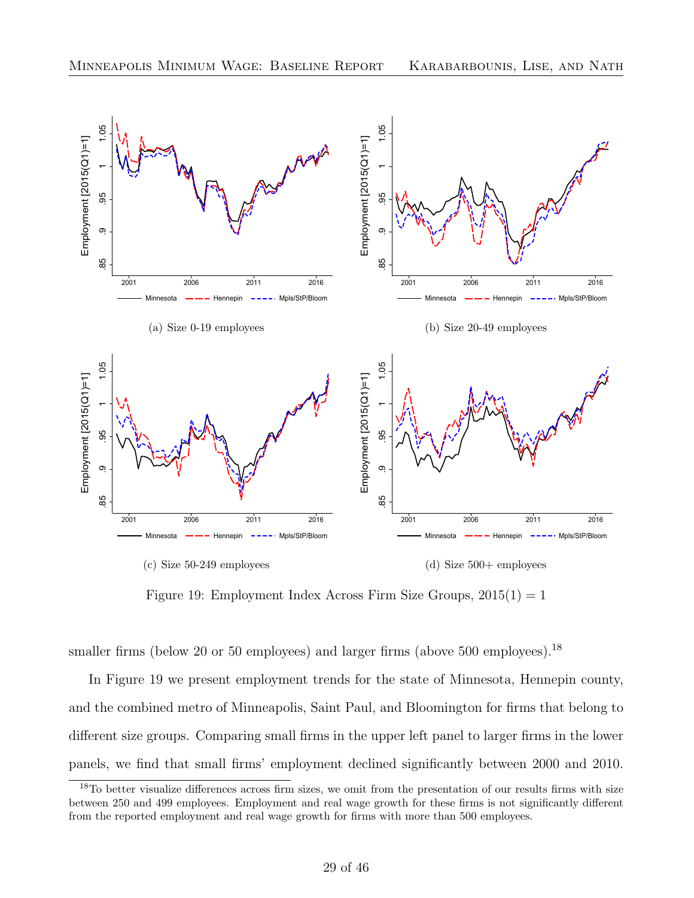(a) Size 0-19 employees

(b) Size 20-49 employees

(c) Size 50-249 employees

(d) Size 500+ employees

Figure 19: Employment Index Across Firm Size Groups, 2015(1) = 1

smaller firms (below 20 or 50 employees) and larger firms (above 500 employees).[18]

In Figure 19 we present employment trends for the state of Minnesota, Hennepin county, and the combined metro of Minneapolis, Saint Paul, and Bloomington for firms that belong to different size groups. Comparing small firms in the upper left panel to larger firms in the lower panels, we find that small firms' employment declined significantly between 2000 and 2010.

[18] To better visualize differences across firm sizes, we omit from the presentation of our results firms with size between 250 and 499 employees. Employment and real wage growth for these firms is not significantly different from the reported employment and real wage growth for firms with more than 500 employees.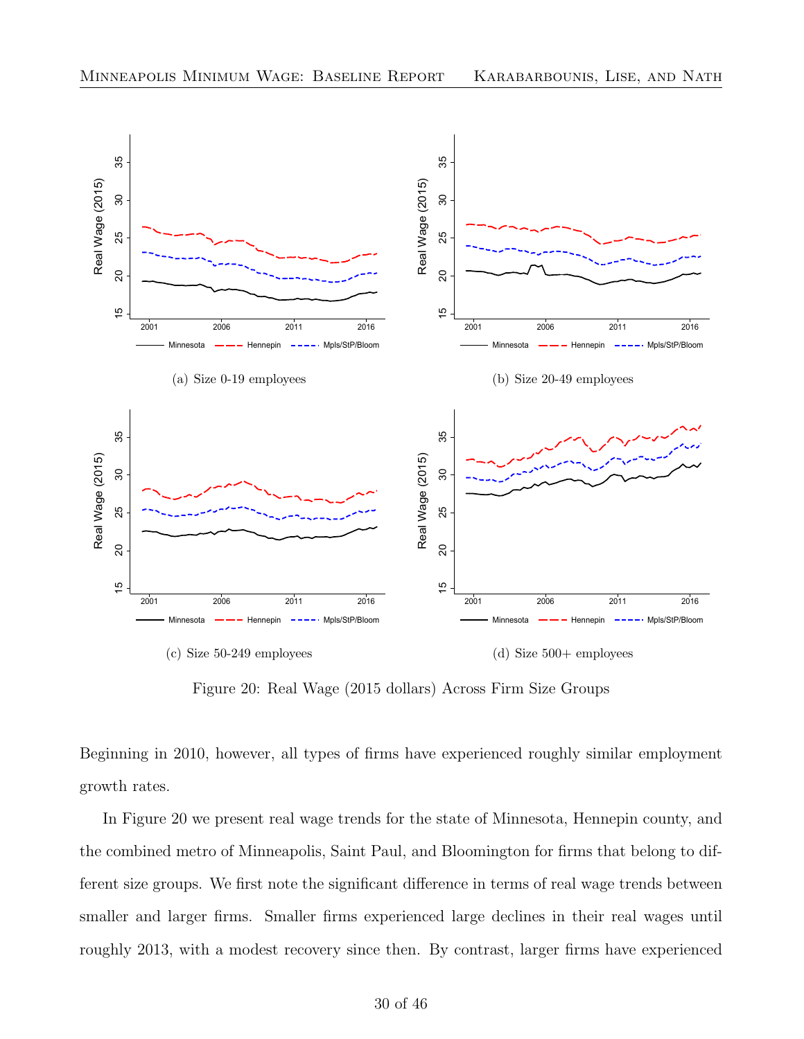(a) Size 0-19 employees

(b) Size 20-49 employees

(c) Size 50-249 employees

(d) Size 500+ employees

Figure 20: Real Wage (2015 dollars) Across Firm Size Groups

Beginning in 2010, however, all types of firms have experienced roughly similar employment growth rates.

In Figure 20 we present real wage trends for the state of Minnesota, Hennepin county, and the combined metro of Minneapolis, Saint Paul, and Bloomington for firms that belong to different size groups. We first note the significant difference in terms of real wage trends between smaller and larger firms. Smaller firms experienced large declines in their real wages until roughly 2013, with a modest recovery since then. By contrast, larger firms have experienced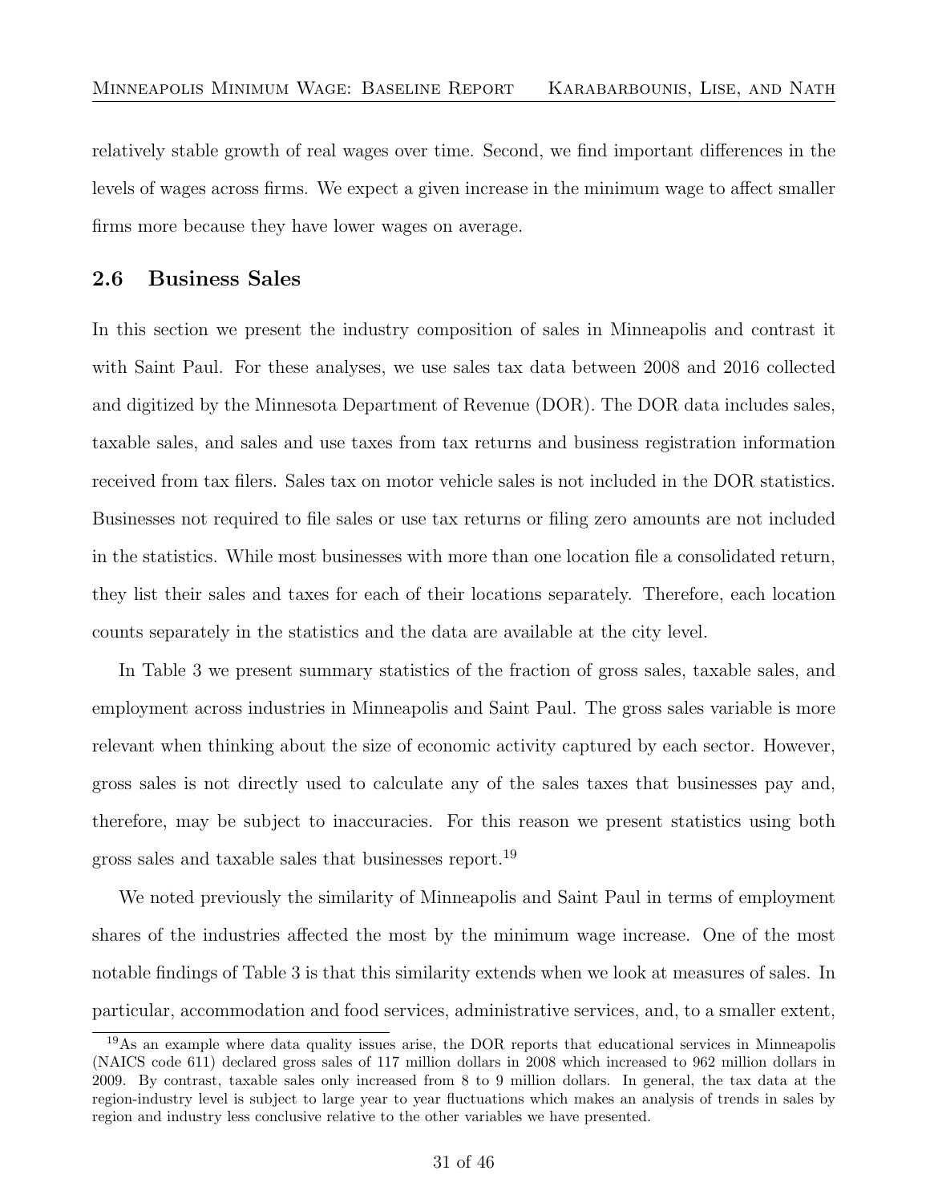relatively stable growth of real wages over time. Second, we find important differences in the levels of wages across firms. We expect a given increase in the minimum wage to affect smaller firms more because they have lower wages on average.

### 2.6 Business Sales

In this section we present the industry composition of sales in Minneapolis and contrast it with Saint Paul. For these analyses, we use sales tax data between 2008 and 2016 collected and digitized by the Minnesota Department of Revenue (DOR). The DOR data includes sales, taxable sales, and sales and use taxes from tax returns and business registration information received from tax filers. Sales tax on motor vehicle sales is not included in the DOR statistics. Businesses not required to file sales or use tax returns or filing zero amounts are not included in the statistics. While most businesses with more than one location file a consolidated return, they list their sales and taxes for each of their locations separately. Therefore, each location counts separately in the statistics and the data are available at the city level.

In Table 3 we present summary statistics of the fraction of gross sales, taxable sales, and employment across industries in Minneapolis and Saint Paul. The gross sales variable is more relevant when thinking about the size of economic activity captured by each sector. However, gross sales is not directly used to calculate any of the sales taxes that businesses pay and, therefore, may be subject to inaccuracies. For this reason we present statistics using both gross sales and taxable sales that businesses report.[19]

We noted previously the similarity of Minneapolis and Saint Paul in terms of employment shares of the industries affected the most by the minimum wage increase. One of the most notable findings of Table 3 is that this similarity extends when we look at measures of sales. In particular, accommodation and food services, administrative services, and, to a smaller extent,

[19] As an example where data quality issues arise, the DOR reports that educational services in Minneapolis (NAICS code 611) declared gross sales of 117 million dollars in 2008 which increased to 962 million dollars in 2009. By contrast, taxable sales only increased from 8 to 9 million dollars. In general, the tax data at the region-industry level is subject to large year to year fluctuations which makes an analysis of trends in sales by region and industry less conclusive relative to the other variables we have presented.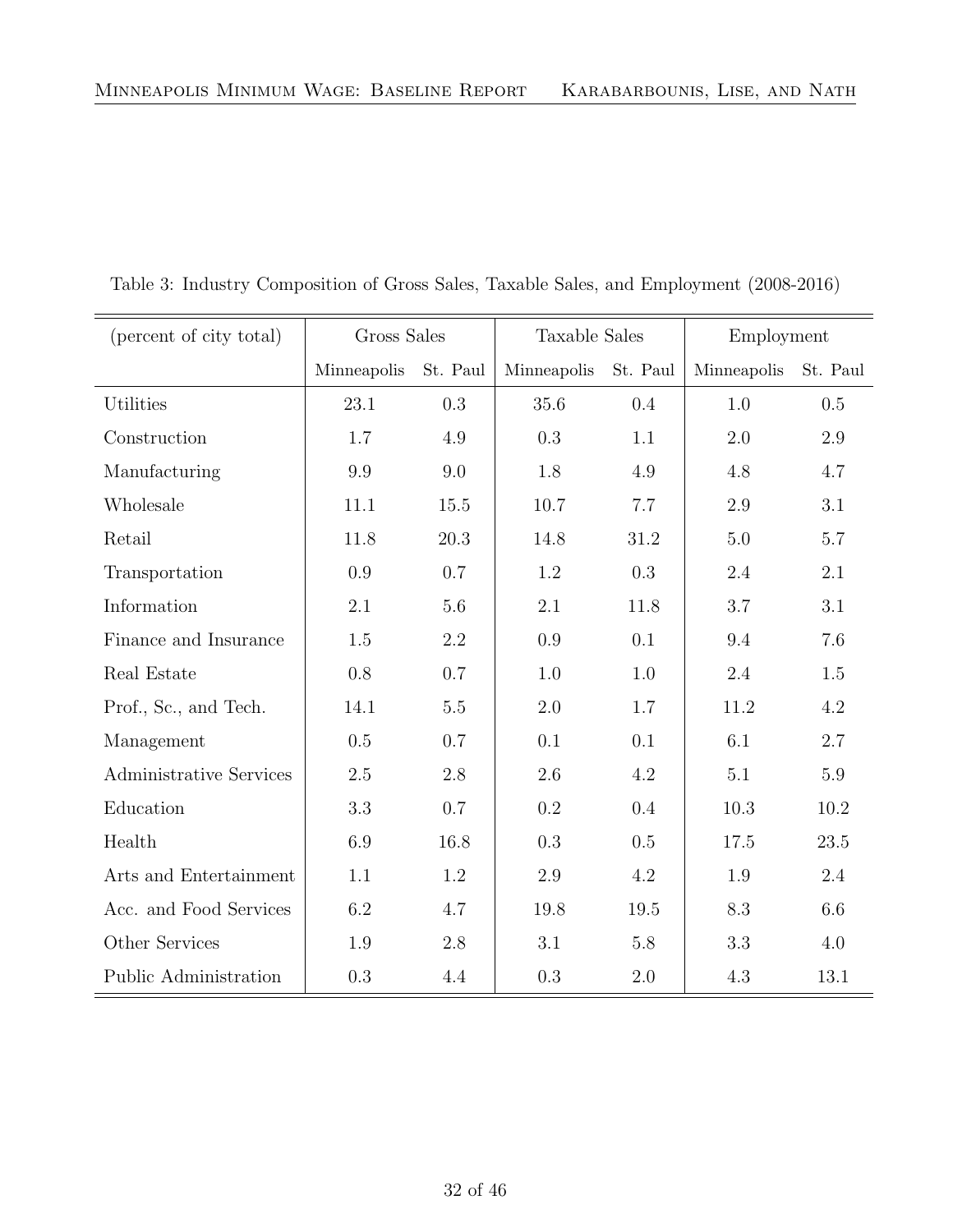Table 3: Industry Composition of Gross Sales, Taxable Sales, and Employment (2008-2016)

| (percent of city total) | Gross Sales | | Taxable Sales | | Employment | |
|---|---|---|---|---|---|---|
| | Minneapolis | St. Paul | Minneapolis | St. Paul | Minneapolis | St. Paul |
| Utilities | 23.1 | 0.3 | 35.6 | 0.4 | 1.0 | 0.5 |
| Construction | 1.7 | 4.9 | 0.3 | 1.1 | 2.0 | 2.9 |
| Manufacturing | 9.9 | 9.0 | 1.8 | 4.9 | 4.8 | 4.7 |
| Wholesale | 11.1 | 15.5 | 10.7 | 7.7 | 2.9 | 3.1 |
| Retail | 11.8 | 20.3 | 14.8 | 31.2 | 5.0 | 5.7 |
| Transportation | 0.9 | 0.7 | 1.2 | 0.3 | 2.4 | 2.1 |
| Information | 2.1 | 5.6 | 2.1 | 11.8 | 3.7 | 3.1 |
| Finance and Insurance | 1.5 | 2.2 | 0.9 | 0.1 | 9.4 | 7.6 |
| Real Estate | 0.8 | 0.7 | 1.0 | 1.0 | 2.4 | 1.5 |
| Prof., Sc., and Tech. | 14.1 | 5.5 | 2.0 | 1.7 | 11.2 | 4.2 |
| Management | 0.5 | 0.7 | 0.1 | 0.1 | 6.1 | 2.7 |
| Administrative Services | 2.5 | 2.8 | 2.6 | 4.2 | 5.1 | 5.9 |
| Education | 3.3 | 0.7 | 0.2 | 0.4 | 10.3 | 10.2 |
| Health | 6.9 | 16.8 | 0.3 | 0.5 | 17.5 | 23.5 |
| Arts and Entertainment | 1.1 | 1.2 | 2.9 | 4.2 | 1.9 | 2.4 |
| Acc. and Food Services | 6.2 | 4.7 | 19.8 | 19.5 | 8.3 | 6.6 |
| Other Services | 1.9 | 2.8 | 3.1 | 5.8 | 3.3 | 4.0 |
| Public Administration | 0.3 | 4.4 | 0.3 | 2.0 | 4.3 | 13.1 |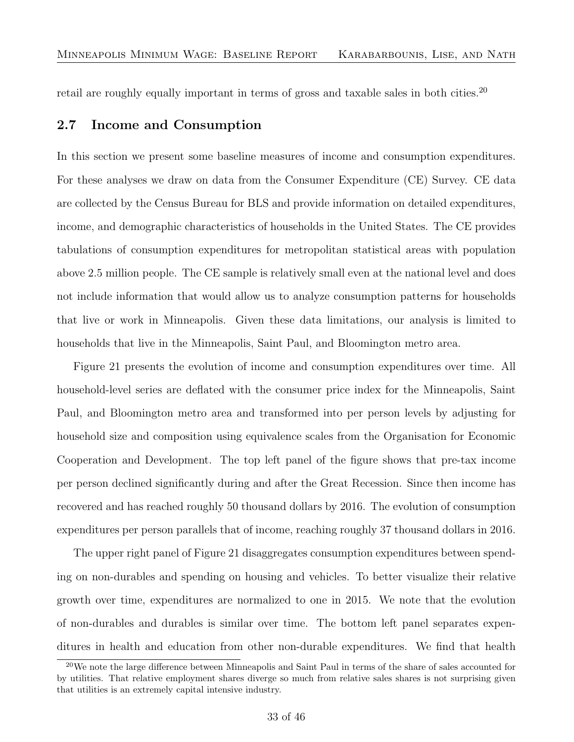retail are roughly equally important in terms of gross and taxable sales in both cities.[20]

## 2.7 Income and Consumption

In this section we present some baseline measures of income and consumption expenditures. For these analyses we draw on data from the Consumer Expenditure (CE) Survey. CE data are collected by the Census Bureau for BLS and provide information on detailed expenditures, income, and demographic characteristics of households in the United States. The CE provides tabulations of consumption expenditures for metropolitan statistical areas with population above 2.5 million people. The CE sample is relatively small even at the national level and does not include information that would allow us to analyze consumption patterns for households that live or work in Minneapolis. Given these data limitations, our analysis is limited to households that live in the Minneapolis, Saint Paul, and Bloomington metro area.

Figure 21 presents the evolution of income and consumption expenditures over time. All household-level series are deflated with the consumer price index for the Minneapolis, Saint Paul, and Bloomington metro area and transformed into per person levels by adjusting for household size and composition using equivalence scales from the Organisation for Economic Cooperation and Development. The top left panel of the figure shows that pre-tax income per person declined significantly during and after the Great Recession. Since then income has recovered and has reached roughly 50 thousand dollars by 2016. The evolution of consumption expenditures per person parallels that of income, reaching roughly 37 thousand dollars in 2016.

The upper right panel of Figure 21 disaggregates consumption expenditures between spending on non-durables and spending on housing and vehicles. To better visualize their relative growth over time, expenditures are normalized to one in 2015. We note that the evolution of non-durables and durables is similar over time. The bottom left panel separates expenditures in health and education from other non-durable expenditures. We find that health

[20] We note the large difference between Minneapolis and Saint Paul in terms of the share of sales accounted for by utilities. That relative employment shares diverge so much from relative sales shares is not surprising given that utilities is an extremely capital intensive industry.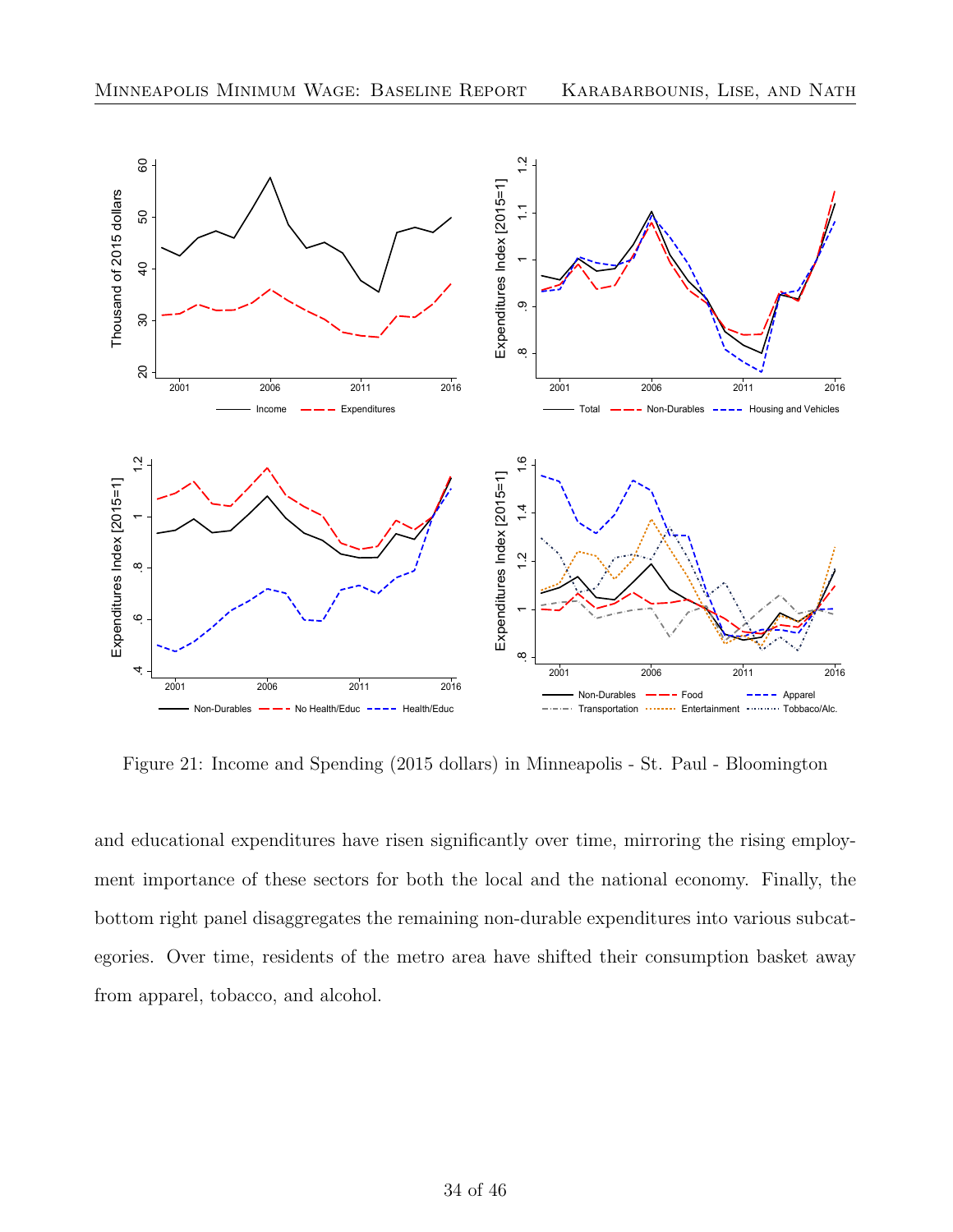Figure 21: Income and Spending (2015 dollars) in Minneapolis - St. Paul - Bloomington

and educational expenditures have risen significantly over time, mirroring the rising employment importance of these sectors for both the local and the national economy. Finally, the bottom right panel disaggregates the remaining non-durable expenditures into various subcategories. Over time, residents of the metro area have shifted their consumption basket away from apparel, tobacco, and alcohol.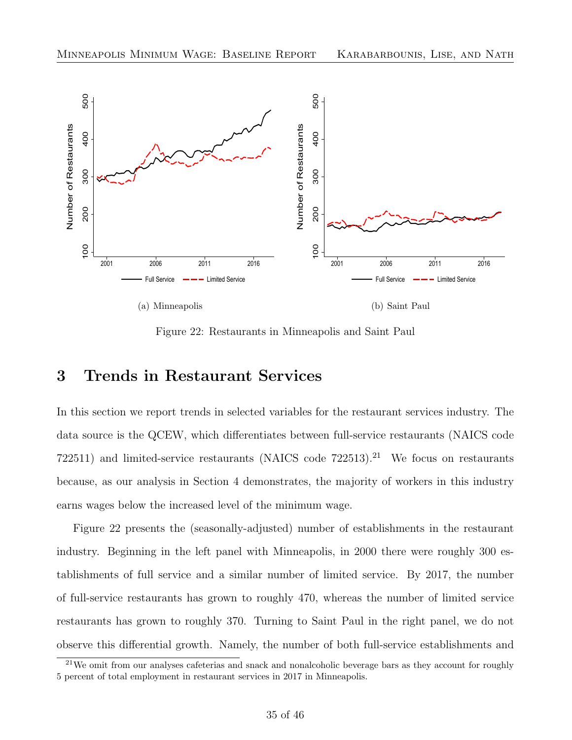(a) Minneapolis

(b) Saint Paul

Figure 22: Restaurants in Minneapolis and Saint Paul

# 3 Trends in Restaurant Services

In this section we report trends in selected variables for the restaurant services industry. The data source is the QCEW, which differentiates between full-service restaurants (NAICS code 722511) and limited-service restaurants (NAICS code 722513).[21] We focus on restaurants because, as our analysis in Section 4 demonstrates, the majority of workers in this industry earns wages below the increased level of the minimum wage.

Figure 22 presents the (seasonally-adjusted) number of establishments in the restaurant industry. Beginning in the left panel with Minneapolis, in 2000 there were roughly 300 establishments of full service and a similar number of limited service. By 2017, the number of full-service restaurants has grown to roughly 470, whereas the number of limited service restaurants has grown to roughly 370. Turning to Saint Paul in the right panel, we do not observe this differential growth. Namely, the number of both full-service establishments and

[21] We omit from our analyses cafeterias and snack and nonalcoholic beverage bars as they account for roughly 5 percent of total employment in restaurant services in 2017 in Minneapolis.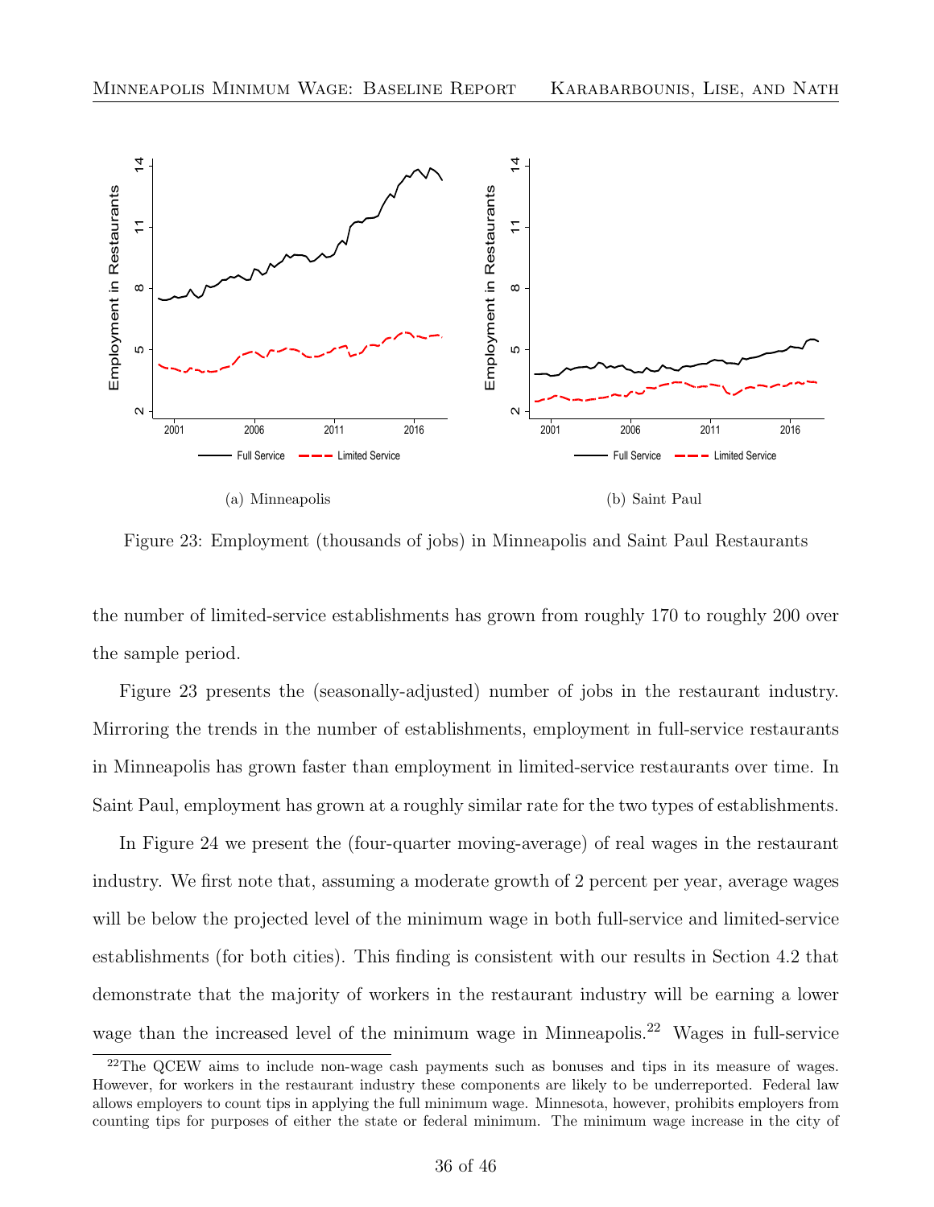(a) Minneapolis

(b) Saint Paul

Figure 23: Employment (thousands of jobs) in Minneapolis and Saint Paul Restaurants

the number of limited-service establishments has grown from roughly 170 to roughly 200 over the sample period.

Figure 23 presents the (seasonally-adjusted) number of jobs in the restaurant industry. Mirroring the trends in the number of establishments, employment in full-service restaurants in Minneapolis has grown faster than employment in limited-service restaurants over time. In Saint Paul, employment has grown at a roughly similar rate for the two types of establishments.

In Figure 24 we present the (four-quarter moving-average) of real wages in the restaurant industry. We first note that, assuming a moderate growth of 2 percent per year, average wages will be below the projected level of the minimum wage in both full-service and limited-service establishments (for both cities). This finding is consistent with our results in Section 4.2 that demonstrate that the majority of workers in the restaurant industry will be earning a lower wage than the increased level of the minimum wage in Minneapolis.[22] Wages in full-service

[22] The QCEW aims to include non-wage cash payments such as bonuses and tips in its measure of wages. However, for workers in the restaurant industry these components are likely to be underreported. Federal law allows employers to count tips in applying the full minimum wage. Minnesota, however, prohibits employers from counting tips for purposes of either the state or federal minimum. The minimum wage increase in the city of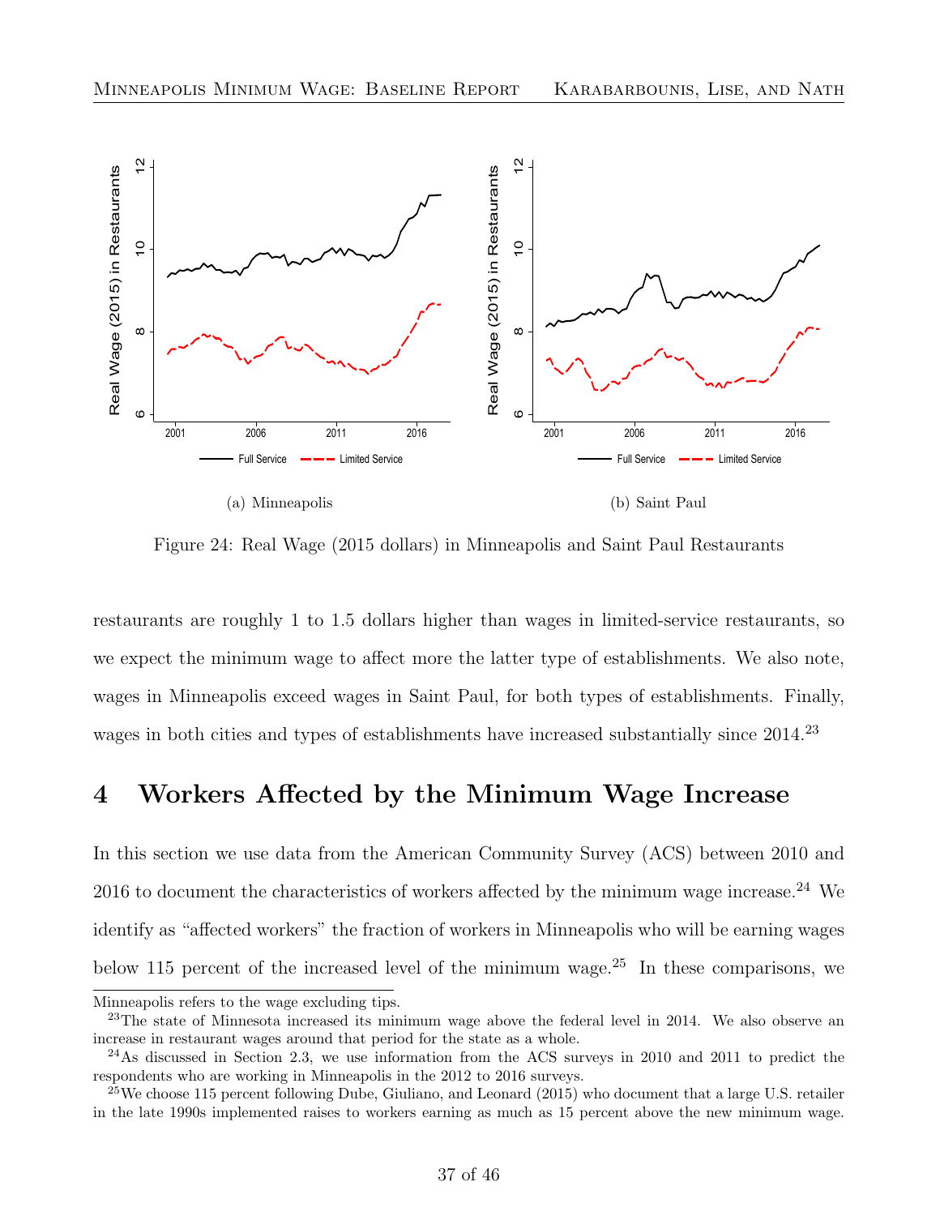(a) Minneapolis

(b) Saint Paul

Figure 24: Real Wage (2015 dollars) in Minneapolis and Saint Paul Restaurants

restaurants are roughly 1 to 1.5 dollars higher than wages in limited-service restaurants, so we expect the minimum wage to affect more the latter type of establishments. We also note, wages in Minneapolis exceed wages in Saint Paul, for both types of establishments. Finally, wages in both cities and types of establishments have increased substantially since 2014.[23]

# 4 Workers Affected by the Minimum Wage Increase

In this section we use data from the American Community Survey (ACS) between 2010 and 2016 to document the characteristics of workers affected by the minimum wage increase.[24] We identify as "affected workers" the fraction of workers in Minneapolis who will be earning wages below 115 percent of the increased level of the minimum wage.[25] In these comparisons, we

Minneapolis refers to the wage excluding tips.

[23]The state of Minnesota increased its minimum wage above the federal level in 2014. We also observe an increase in restaurant wages around that period for the state as a whole.

[24]As discussed in Section 2.3, we use information from the ACS surveys in 2010 and 2011 to predict the respondents who are working in Minneapolis in the 2012 to 2016 surveys.

[25]We choose 115 percent following Dube, Giuliano, and Leonard (2015) who document that a large U.S. retailer in the late 1990s implemented raises to workers earning as much as 15 percent above the new minimum wage.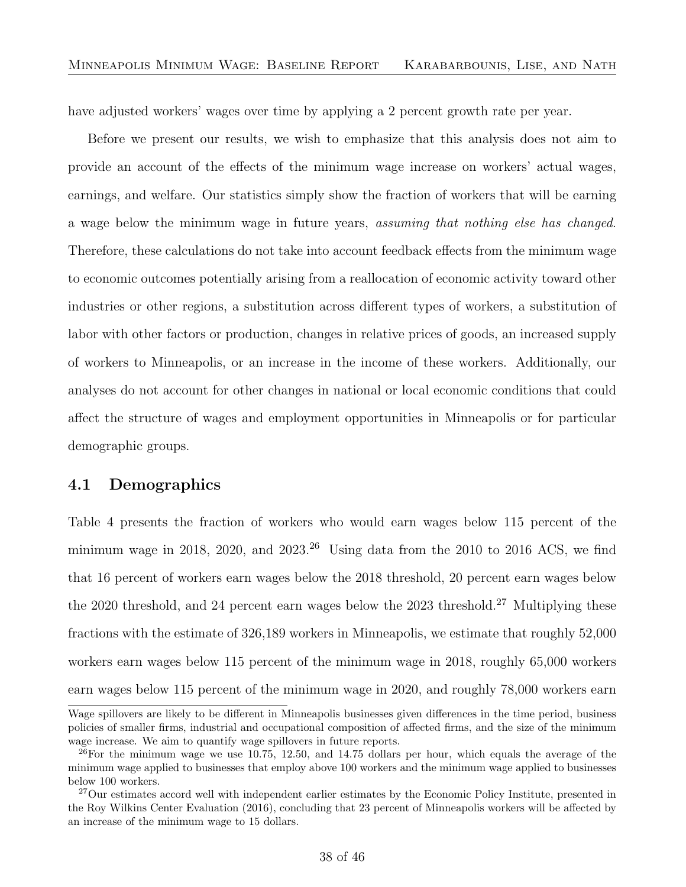have adjusted workers' wages over time by applying a 2 percent growth rate per year.

Before we present our results, we wish to emphasize that this analysis does not aim to provide an account of the effects of the minimum wage increase on workers' actual wages, earnings, and welfare. Our statistics simply show the fraction of workers that will be earning a wage below the minimum wage in future years, *assuming that nothing else has changed*. Therefore, these calculations do not take into account feedback effects from the minimum wage to economic outcomes potentially arising from a reallocation of economic activity toward other industries or other regions, a substitution across different types of workers, a substitution of labor with other factors or production, changes in relative prices of goods, an increased supply of workers to Minneapolis, or an increase in the income of these workers. Additionally, our analyses do not account for other changes in national or local economic conditions that could affect the structure of wages and employment opportunities in Minneapolis or for particular demographic groups.

### 4.1 Demographics

Table 4 presents the fraction of workers who would earn wages below 115 percent of the minimum wage in 2018, 2020, and 2023.[26] Using data from the 2010 to 2016 ACS, we find that 16 percent of workers earn wages below the 2018 threshold, 20 percent earn wages below the 2020 threshold, and 24 percent earn wages below the 2023 threshold.[27] Multiplying these fractions with the estimate of 326,189 workers in Minneapolis, we estimate that roughly 52,000 workers earn wages below 115 percent of the minimum wage in 2018, roughly 65,000 workers earn wages below 115 percent of the minimum wage in 2020, and roughly 78,000 workers earn

Wage spillovers are likely to be different in Minneapolis businesses given differences in the time period, business policies of smaller firms, industrial and occupational composition of affected firms, and the size of the minimum wage increase. We aim to quantify wage spillovers in future reports.

[26] For the minimum wage we use 10.75, 12.50, and 14.75 dollars per hour, which equals the average of the minimum wage applied to businesses that employ above 100 workers and the minimum wage applied to businesses below 100 workers.

[27] Our estimates accord well with independent earlier estimates by the Economic Policy Institute, presented in the Roy Wilkins Center Evaluation (2016), concluding that 23 percent of Minneapolis workers will be affected by an increase of the minimum wage to 15 dollars.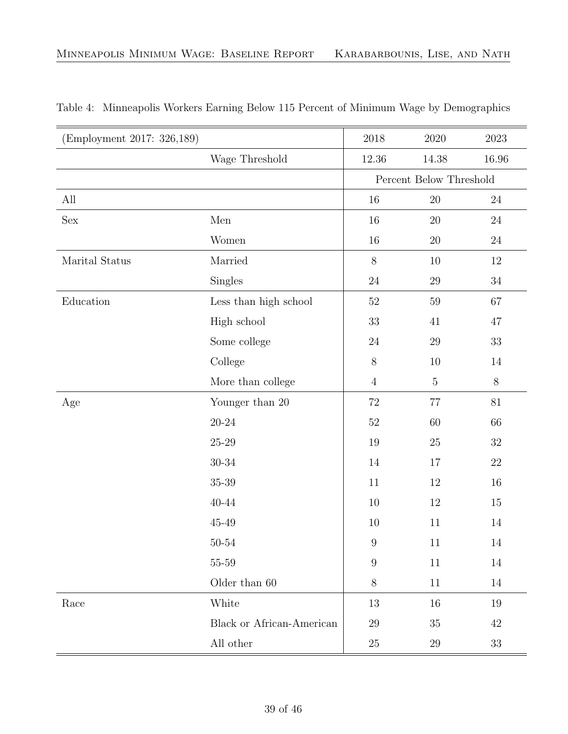Table 4: Minneapolis Workers Earning Below 115 Percent of Minimum Wage by Demographics

| (Employment 2017: 326,189) | | 2018 | 2020 | 2023 |
|---|---|---|---|---|
| | Wage Threshold | 12.36 | 14.38 | 16.96 |
| | | Percent Below Threshold | | |
| All | | 16 | 20 | 24 |
| Sex | Men | 16 | 20 | 24 |
| | Women | 16 | 20 | 24 |
| Marital Status | Married | 8 | 10 | 12 |
| | Singles | 24 | 29 | 34 |
| Education | Less than high school | 52 | 59 | 67 |
| | High school | 33 | 41 | 47 |
| | Some college | 24 | 29 | 33 |
| | College | 8 | 10 | 14 |
| | More than college | 4 | 5 | 8 |
| Age | Younger than 20 | 72 | 77 | 81 |
| | 20-24 | 52 | 60 | 66 |
| | 25-29 | 19 | 25 | 32 |
| | 30-34 | 14 | 17 | 22 |
| | 35-39 | 11 | 12 | 16 |
| | 40-44 | 10 | 12 | 15 |
| | 45-49 | 10 | 11 | 14 |
| | 50-54 | 9 | 11 | 14 |
| | 55-59 | 9 | 11 | 14 |
| | Older than 60 | 8 | 11 | 14 |
| Race | White | 13 | 16 | 19 |
| | Black or African-American | 29 | 35 | 42 |
| | All other | 25 | 29 | 33 |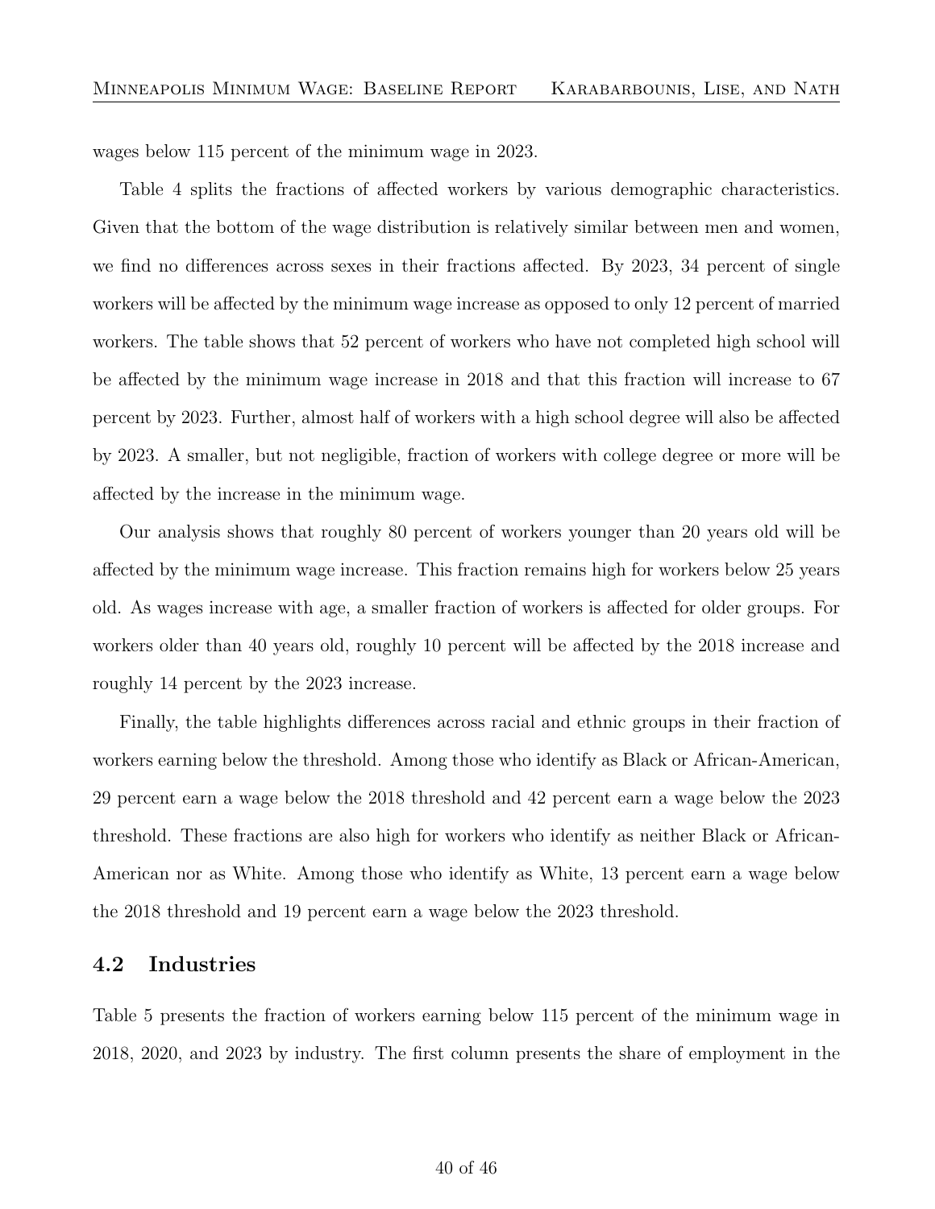wages below 115 percent of the minimum wage in 2023.

Table 4 splits the fractions of affected workers by various demographic characteristics. Given that the bottom of the wage distribution is relatively similar between men and women, we find no differences across sexes in their fractions affected. By 2023, 34 percent of single workers will be affected by the minimum wage increase as opposed to only 12 percent of married workers. The table shows that 52 percent of workers who have not completed high school will be affected by the minimum wage increase in 2018 and that this fraction will increase to 67 percent by 2023. Further, almost half of workers with a high school degree will also be affected by 2023. A smaller, but not negligible, fraction of workers with college degree or more will be affected by the increase in the minimum wage.

Our analysis shows that roughly 80 percent of workers younger than 20 years old will be affected by the minimum wage increase. This fraction remains high for workers below 25 years old. As wages increase with age, a smaller fraction of workers is affected for older groups. For workers older than 40 years old, roughly 10 percent will be affected by the 2018 increase and roughly 14 percent by the 2023 increase.

Finally, the table highlights differences across racial and ethnic groups in their fraction of workers earning below the threshold. Among those who identify as Black or African-American, 29 percent earn a wage below the 2018 threshold and 42 percent earn a wage below the 2023 threshold. These fractions are also high for workers who identify as neither Black or African-American nor as White. Among those who identify as White, 13 percent earn a wage below the 2018 threshold and 19 percent earn a wage below the 2023 threshold.

## 4.2 Industries

Table 5 presents the fraction of workers earning below 115 percent of the minimum wage in 2018, 2020, and 2023 by industry. The first column presents the share of employment in the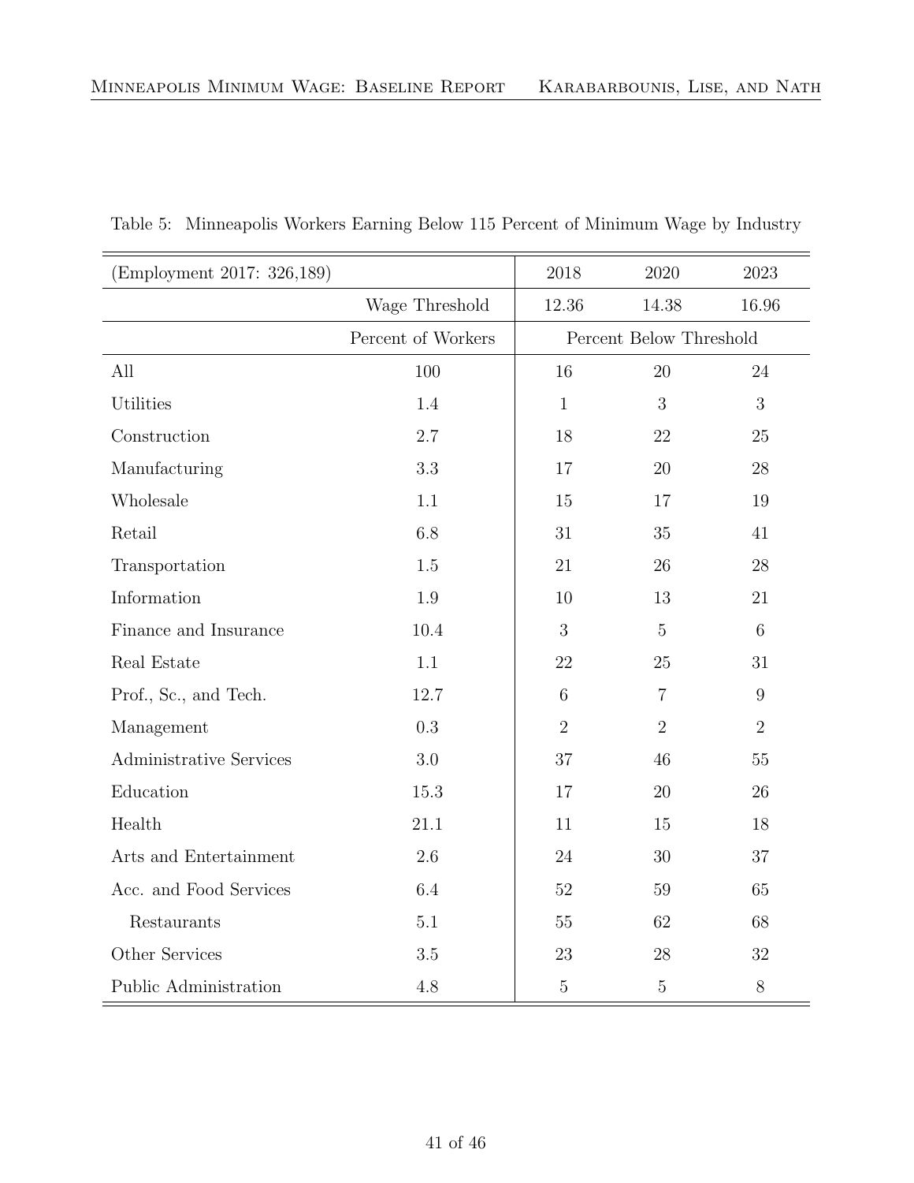Table 5: Minneapolis Workers Earning Below 115 Percent of Minimum Wage by Industry

| (Employment 2017: 326,189) | | 2018 | 2020 | 2023 |
|---|---|---|---|---|
| | Wage Threshold | 12.36 | 14.38 | 16.96 |
| | Percent of Workers | Percent Below Threshold | | |
| All | 100 | 16 | 20 | 24 |
| Utilities | 1.4 | 1 | 3 | 3 |
| Construction | 2.7 | 18 | 22 | 25 |
| Manufacturing | 3.3 | 17 | 20 | 28 |
| Wholesale | 1.1 | 15 | 17 | 19 |
| Retail | 6.8 | 31 | 35 | 41 |
| Transportation | 1.5 | 21 | 26 | 28 |
| Information | 1.9 | 10 | 13 | 21 |
| Finance and Insurance | 10.4 | 3 | 5 | 6 |
| Real Estate | 1.1 | 22 | 25 | 31 |
| Prof., Sc., and Tech. | 12.7 | 6 | 7 | 9 |
| Management | 0.3 | 2 | 2 | 2 |
| Administrative Services | 3.0 | 37 | 46 | 55 |
| Education | 15.3 | 17 | 20 | 26 |
| Health | 21.1 | 11 | 15 | 18 |
| Arts and Entertainment | 2.6 | 24 | 30 | 37 |
| Acc. and Food Services | 6.4 | 52 | 59 | 65 |
| Restaurants | 5.1 | 55 | 62 | 68 |
| Other Services | 3.5 | 23 | 28 | 32 |
| Public Administration | 4.8 | 5 | 5 | 8 |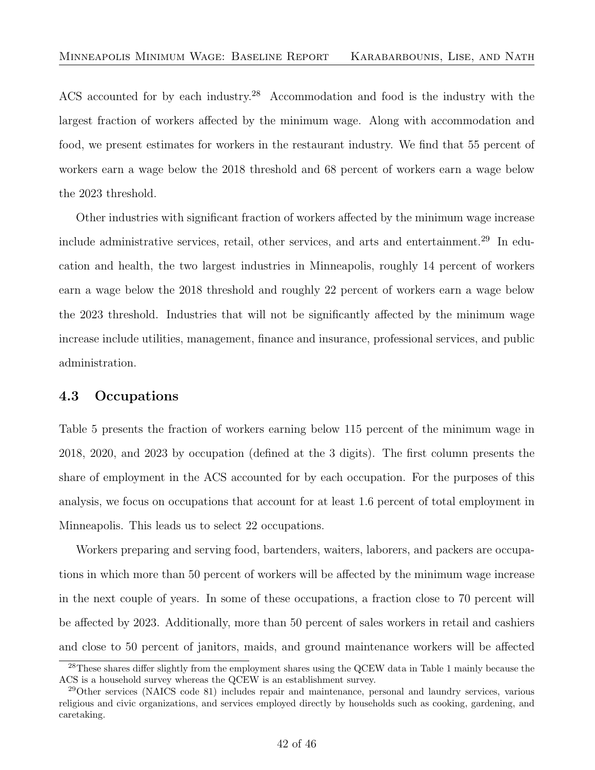ACS accounted for by each industry.[28] Accommodation and food is the industry with the largest fraction of workers affected by the minimum wage. Along with accommodation and food, we present estimates for workers in the restaurant industry. We find that 55 percent of workers earn a wage below the 2018 threshold and 68 percent of workers earn a wage below the 2023 threshold.

Other industries with significant fraction of workers affected by the minimum wage increase include administrative services, retail, other services, and arts and entertainment.[29] In education and health, the two largest industries in Minneapolis, roughly 14 percent of workers earn a wage below the 2018 threshold and roughly 22 percent of workers earn a wage below the 2023 threshold. Industries that will not be significantly affected by the minimum wage increase include utilities, management, finance and insurance, professional services, and public administration.

## 4.3 Occupations

Table 5 presents the fraction of workers earning below 115 percent of the minimum wage in 2018, 2020, and 2023 by occupation (defined at the 3 digits). The first column presents the share of employment in the ACS accounted for by each occupation. For the purposes of this analysis, we focus on occupations that account for at least 1.6 percent of total employment in Minneapolis. This leads us to select 22 occupations.

Workers preparing and serving food, bartenders, waiters, laborers, and packers are occupations in which more than 50 percent of workers will be affected by the minimum wage increase in the next couple of years. In some of these occupations, a fraction close to 70 percent will be affected by 2023. Additionally, more than 50 percent of sales workers in retail and cashiers and close to 50 percent of janitors, maids, and ground maintenance workers will be affected

[28] These shares differ slightly from the employment shares using the QCEW data in Table 1 mainly because the ACS is a household survey whereas the QCEW is an establishment survey.

[29] Other services (NAICS code 81) includes repair and maintenance, personal and laundry services, various religious and civic organizations, and services employed directly by households such as cooking, gardening, and caretaking.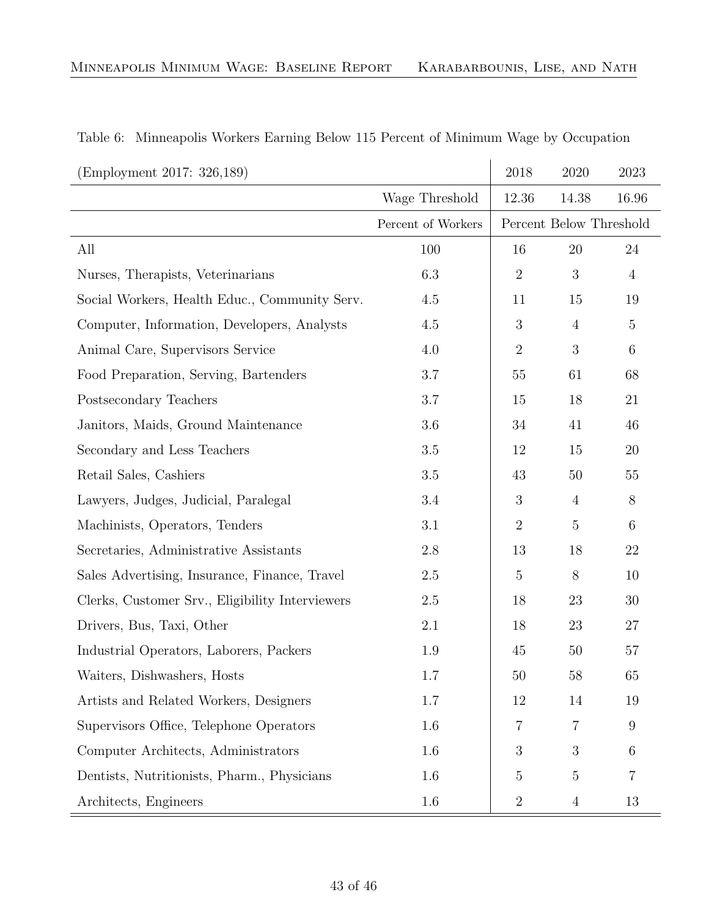Table 6: Minneapolis Workers Earning Below 115 Percent of Minimum Wage by Occupation

| (Employment 2017: 326,189) | | 2018 | 2020 | 2023 |
|---|---|---|---|---|
| | Wage Threshold | 12.36 | 14.38 | 16.96 |
| | Percent of Workers | Percent Below Threshold | | |
| All | 100 | 16 | 20 | 24 |
| Nurses, Therapists, Veterinarians | 6.3 | 2 | 3 | 4 |
| Social Workers, Health Educ., Community Serv. | 4.5 | 11 | 15 | 19 |
| Computer, Information, Developers, Analysts | 4.5 | 3 | 4 | 5 |
| Animal Care, Supervisors Service | 4.0 | 2 | 3 | 6 |
| Food Preparation, Serving, Bartenders | 3.7 | 55 | 61 | 68 |
| Postsecondary Teachers | 3.7 | 15 | 18 | 21 |
| Janitors, Maids, Ground Maintenance | 3.6 | 34 | 41 | 46 |
| Secondary and Less Teachers | 3.5 | 12 | 15 | 20 |
| Retail Sales, Cashiers | 3.5 | 43 | 50 | 55 |
| Lawyers, Judges, Judicial, Paralegal | 3.4 | 3 | 4 | 8 |
| Machinists, Operators, Tenders | 3.1 | 2 | 5 | 6 |
| Secretaries, Administrative Assistants | 2.8 | 13 | 18 | 22 |
| Sales Advertising, Insurance, Finance, Travel | 2.5 | 5 | 8 | 10 |
| Clerks, Customer Srv., Eligibility Interviewers | 2.5 | 18 | 23 | 30 |
| Drivers, Bus, Taxi, Other | 2.1 | 18 | 23 | 27 |
| Industrial Operators, Laborers, Packers | 1.9 | 45 | 50 | 57 |
| Waiters, Dishwashers, Hosts | 1.7 | 50 | 58 | 65 |
| Artists and Related Workers, Designers | 1.7 | 12 | 14 | 19 |
| Supervisors Office, Telephone Operators | 1.6 | 7 | 7 | 9 |
| Computer Architects, Administrators | 1.6 | 3 | 3 | 6 |
| Dentists, Nutritionists, Pharm., Physicians | 1.6 | 5 | 5 | 7 |
| Architects, Engineers | 1.6 | 2 | 4 | 13 |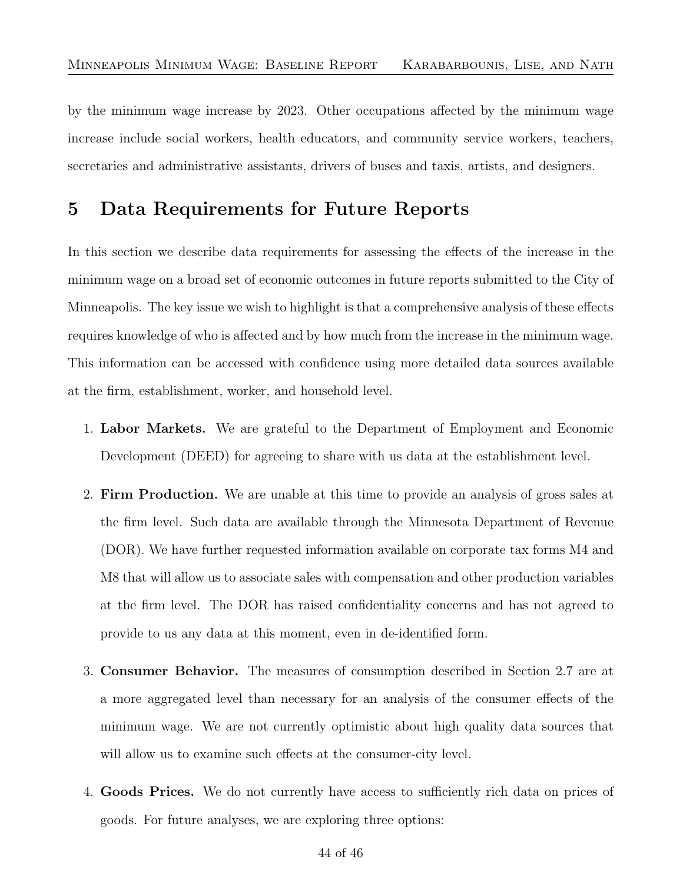by the minimum wage increase by 2023. Other occupations affected by the minimum wage increase include social workers, health educators, and community service workers, teachers, secretaries and administrative assistants, drivers of buses and taxis, artists, and designers.

# 5 Data Requirements for Future Reports

In this section we describe data requirements for assessing the effects of the increase in the minimum wage on a broad set of economic outcomes in future reports submitted to the City of Minneapolis. The key issue we wish to highlight is that a comprehensive analysis of these effects requires knowledge of who is affected and by how much from the increase in the minimum wage. This information can be accessed with confidence using more detailed data sources available at the firm, establishment, worker, and household level.

1. **Labor Markets.** We are grateful to the Department of Employment and Economic Development (DEED) for agreeing to share with us data at the establishment level.

2. **Firm Production.** We are unable at this time to provide an analysis of gross sales at the firm level. Such data are available through the Minnesota Department of Revenue (DOR). We have further requested information available on corporate tax forms M4 and M8 that will allow us to associate sales with compensation and other production variables at the firm level. The DOR has raised confidentiality concerns and has not agreed to provide to us any data at this moment, even in de-identified form.

3. **Consumer Behavior.** The measures of consumption described in Section 2.7 are at a more aggregated level than necessary for an analysis of the consumer effects of the minimum wage. We are not currently optimistic about high quality data sources that will allow us to examine such effects at the consumer-city level.

4. **Goods Prices.** We do not currently have access to sufficiently rich data on prices of goods. For future analyses, we are exploring three options: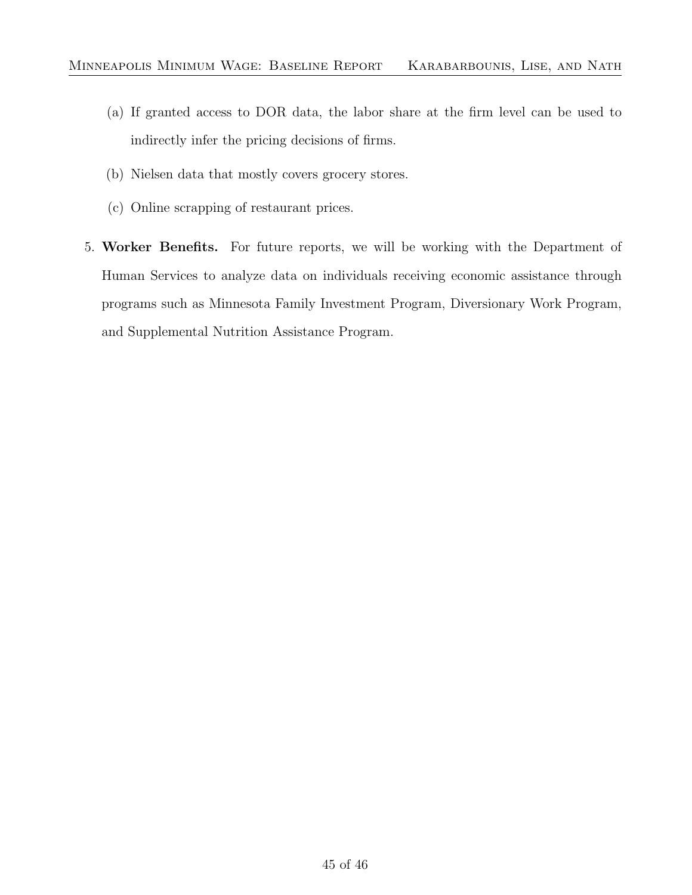(a) If granted access to DOR data, the labor share at the firm level can be used to indirectly infer the pricing decisions of firms.

   (b) Nielsen data that mostly covers grocery stores.

   (c) Online scrapping of restaurant prices.

5. **Worker Benefits.** For future reports, we will be working with the Department of Human Services to analyze data on individuals receiving economic assistance through programs such as Minnesota Family Investment Program, Diversionary Work Program, and Supplemental Nutrition Assistance Program.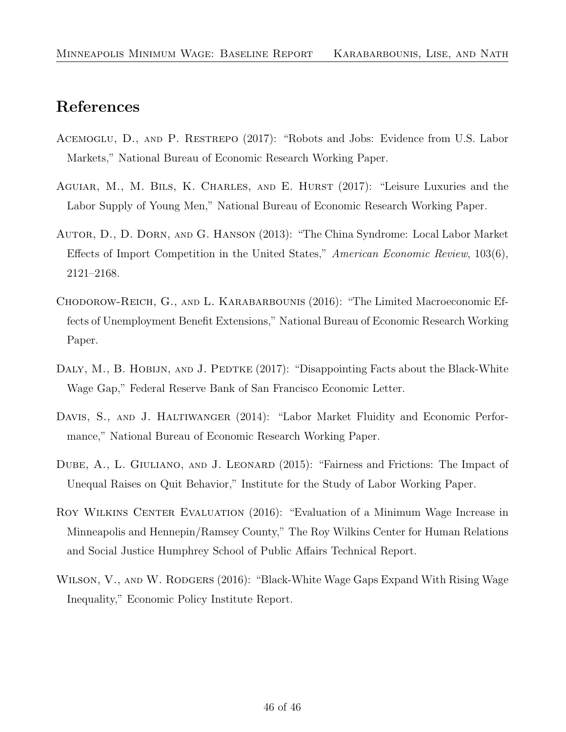# References

Acemoglu, D., and P. Restrepo (2017): "Robots and Jobs: Evidence from U.S. Labor Markets," National Bureau of Economic Research Working Paper.

Aguiar, M., M. Bils, K. Charles, and E. Hurst (2017): "Leisure Luxuries and the Labor Supply of Young Men," National Bureau of Economic Research Working Paper.

Autor, D., D. Dorn, and G. Hanson (2013): "The China Syndrome: Local Labor Market Effects of Import Competition in the United States," *American Economic Review*, 103(6), 2121–2168.

Chodorow-Reich, G., and L. Karabarbounis (2016): "The Limited Macroeconomic Effects of Unemployment Benefit Extensions," National Bureau of Economic Research Working Paper.

Daly, M., B. Hobijn, and J. Pedtke (2017): "Disappointing Facts about the Black-White Wage Gap," Federal Reserve Bank of San Francisco Economic Letter.

Davis, S., and J. Haltiwanger (2014): "Labor Market Fluidity and Economic Performance," National Bureau of Economic Research Working Paper.

Dube, A., L. Giuliano, and J. Leonard (2015): "Fairness and Frictions: The Impact of Unequal Raises on Quit Behavior," Institute for the Study of Labor Working Paper.

Roy Wilkins Center Evaluation (2016): "Evaluation of a Minimum Wage Increase in Minneapolis and Hennepin/Ramsey County," The Roy Wilkins Center for Human Relations and Social Justice Humphrey School of Public Affairs Technical Report.

Wilson, V., and W. Rodgers (2016): "Black-White Wage Gaps Expand With Rising Wage Inequality," Economic Policy Institute Report.